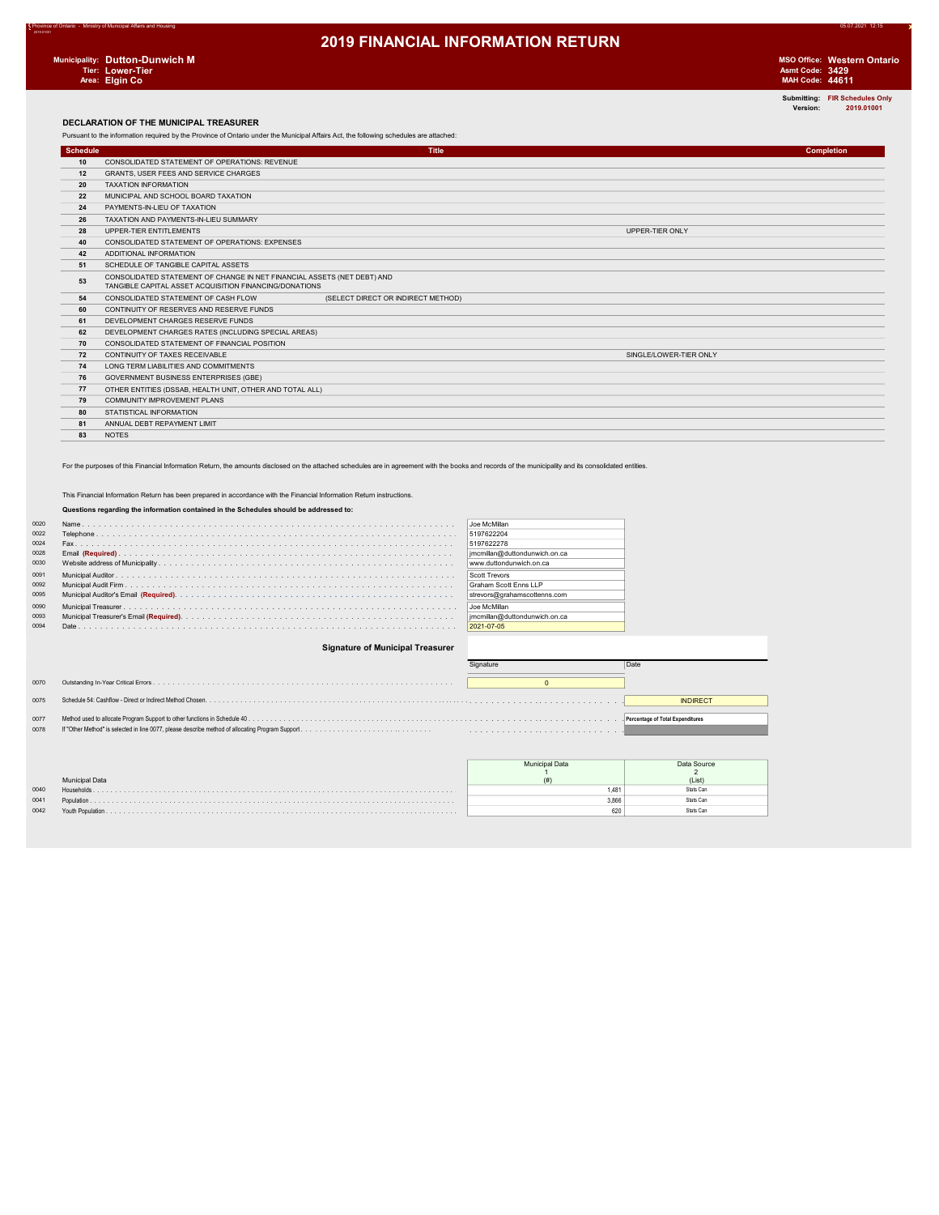Province of Ontario - Ministry of Municipal Affairs and Housing

# 2019 FINANCIAL INFORMATION RETURN

**Municipality:** Dutton-Dunwich M
**Tier:** Lower-Tier
**Area:** Elgin Co

**MSO Office:** Western Ontario
**Asmt Code:** 3429
**MAH Code:** 44611

**Submitting:** FIR Schedules Only
**Version:** 2019.01001

## DECLARATION OF THE MUNICIPAL TREASURER

Pursuant to the information required by the Province of Ontario under the Municipal Affairs Act, the following schedules are attached:

| Schedule | Title | | Completion |
|---|---|---|---|
| 10 | CONSOLIDATED STATEMENT OF OPERATIONS: REVENUE | | |
| 12 | GRANTS, USER FEES AND SERVICE CHARGES | | |
| 20 | TAXATION INFORMATION | | |
| 22 | MUNICIPAL AND SCHOOL BOARD TAXATION | | |
| 24 | PAYMENTS-IN-LIEU OF TAXATION | | |
| 26 | TAXATION AND PAYMENTS-IN-LIEU SUMMARY | | |
| 28 | UPPER-TIER ENTITLEMENTS | UPPER-TIER ONLY | |
| 40 | CONSOLIDATED STATEMENT OF OPERATIONS: EXPENSES | | |
| 42 | ADDITIONAL INFORMATION | | |
| 51 | SCHEDULE OF TANGIBLE CAPITAL ASSETS | | |
| 53 | CONSOLIDATED STATEMENT OF CHANGE IN NET FINANCIAL ASSETS (NET DEBT) AND TANGIBLE CAPITAL ASSET ACQUISITION FINANCING/DONATIONS | | |
| 54 | CONSOLIDATED STATEMENT OF CASH FLOW (SELECT DIRECT OR INDIRECT METHOD) | | |
| 60 | CONTINUITY OF RESERVES AND RESERVE FUNDS | | |
| 61 | DEVELOPMENT CHARGES RESERVE FUNDS | | |
| 62 | DEVELOPMENT CHARGES RATES (INCLUDING SPECIAL AREAS) | | |
| 70 | CONSOLIDATED STATEMENT OF FINANCIAL POSITION | | |
| 72 | CONTINUITY OF TAXES RECEIVABLE | SINGLE/LOWER-TIER ONLY | |
| 74 | LONG TERM LIABILITIES AND COMMITMENTS | | |
| 76 | GOVERNMENT BUSINESS ENTERPRISES (GBE) | | |
| 77 | OTHER ENTITIES (DSSAB, HEALTH UNIT, OTHER AND TOTAL ALL) | | |
| 79 | COMMUNITY IMPROVEMENT PLANS | | |
| 80 | STATISTICAL INFORMATION | | |
| 81 | ANNUAL DEBT REPAYMENT LIMIT | | |
| 83 | NOTES | | |

For the purposes of this Financial Information Return, the amounts disclosed on the attached schedules are in agreement with the books and records of the municipality and its consolidated entities.

This Financial Information Return has been prepared in accordance with the Financial Information Return instructions.

**Questions regarding the information contained in the Schedules should be addressed to:**

| Line | Item | Value |
|---|---|---|
| 0020 | Name | Joe McMillan |
| 0022 | Telephone | 5197622204 |
| 0024 | Fax | 5197622278 |
| 0028 | Email **(Required)** | jmcmillan@duttondunwich.on.ca |
| 0030 | Website address of Municipality | www.duttondunwich.on.ca |
| 0091 | Municipal Auditor | Scott Trevors |
| 0092 | Municipal Audit Firm | Graham Scott Enns LLP |
| 0095 | Municipal Auditor's Email **(Required)** | strevors@grahamscottenns.com |
| 0090 | Municipal Treasurer | Joe McMillan |
| 0093 | Municipal Treasurer's Email **(Required)** | jmcmillan@duttondunwich.on.ca |
| 0094 | Date | 2021-07-05 |

**Signature of Municipal Treasurer**

| Signature | Date |
|---|---|
| | |

| Line | Item | Value |
|---|---|---|
| 0070 | Outstanding In-Year Critical Errors | 0 |
| 0075 | Schedule 54: Cashflow - Direct or Indirect Method Chosen | INDIRECT |
| 0077 | Method used to allocate Program Support to other functions in Schedule 40 | Percentage of Total Expenditures |
| 0078 | If "Other Method" is selected in line 0077, please describe method of allocating Program Support | |

| Line | Municipal Data | Municipal Data 1 (#) | Data Source 2 (List) |
|---|---|---|---|
| 0040 | Households | 1,481 | Stats Can |
| 0041 | Population | 3,866 | Stats Can |
| 0042 | Youth Population | 620 | Stats Can |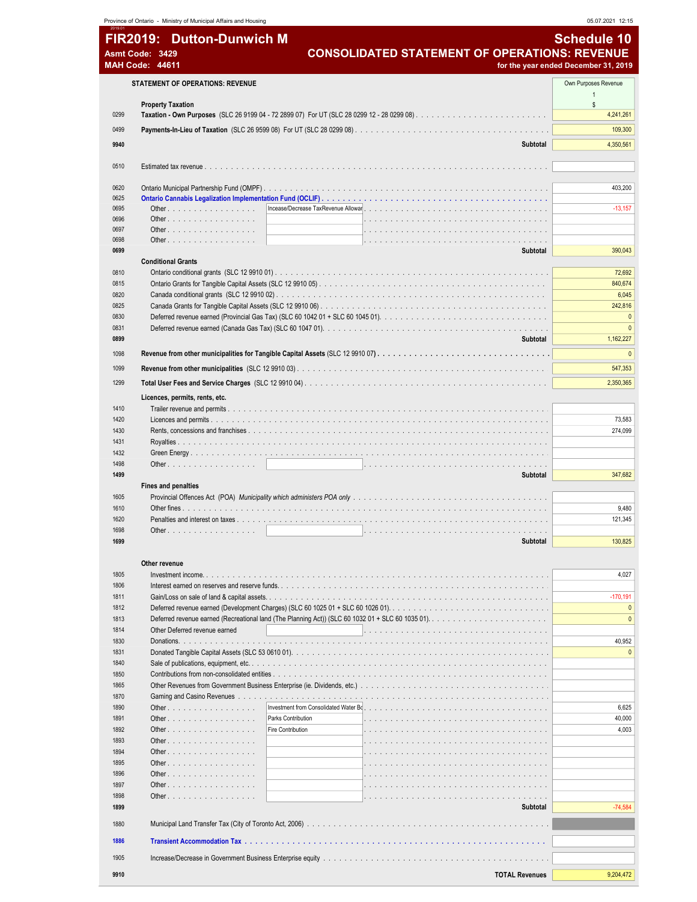Province of Ontario - Ministry of Municipal Affairs and Housing 05.07.2021 12:15

# FIR2019: Dutton-Dunwich M

**Asmt Code: 3429**
**MAH Code: 44611**

# Schedule 10
## CONSOLIDATED STATEMENT OF OPERATIONS: REVENUE
for the year ended December 31, 2019

| | STATEMENT OF OPERATIONS: REVENUE | | Own Purposes Revenue<br>1<br>$ |
|---|---|---|---|
| | **Property Taxation** | | |
| 0299 | **Taxation - Own Purposes** (SLC 26 9199 04 - 72 2899 07) For UT (SLC 28 0299 12 - 28 0299 08) | | 4,241,261 |
| 0499 | **Payments-In-Lieu of Taxation** (SLC 26 9599 08) For UT (SLC 28 0299 08) | | 109,300 |
| 9940 | | Subtotal | 4,350,561 |
| 0510 | Estimated tax revenue | | |
| 0620 | Ontario Municipal Partnership Fund (OMPF) | | 403,200 |
| 0625 | **Ontario Cannabis Legalization Implementation Fund (OCLIF)** | | |
| 0695 | Other | Increase/Decrease TaxRevenue Allowar | -13,157 |
| 0696 | Other | | |
| 0697 | Other | | |
| 0698 | Other | | |
| 0699 | | Subtotal | 390,043 |
| | **Conditional Grants** | | |
| 0810 | Ontario conditional grants (SLC 12 9910 01) | | 72,692 |
| 0815 | Ontario Grants for Tangible Capital Assets (SLC 12 9910 05) | | 840,674 |
| 0820 | Canada conditional grants (SLC 12 9910 02) | | 6,045 |
| 0825 | Canada Grants for Tangible Capital Assets (SLC 12 9910 06) | | 242,816 |
| 0830 | Deferred revenue earned (Provincial Gas Tax) (SLC 60 1042 01 + SLC 60 1045 01) | | 0 |
| 0831 | Deferred revenue earned (Canada Gas Tax) (SLC 60 1047 01) | | 0 |
| 0899 | | Subtotal | 1,162,227 |
| 1098 | **Revenue from other municipalities for Tangible Capital Assets (SLC 12 9910 07)** | | 0 |
| 1099 | **Revenue from other municipalities** (SLC 12 9910 03) | | 547,353 |
| 1299 | **Total User Fees and Service Charges** (SLC 12 9910 04) | | 2,350,365 |
| | **Licences, permits, rents, etc.** | | |
| 1410 | Trailer revenue and permits | | |
| 1420 | Licences and permits | | 73,583 |
| 1430 | Rents, concessions and franchises | | 274,099 |
| 1431 | Royalties | | |
| 1432 | Green Energy | | |
| 1498 | Other | | |
| 1499 | | Subtotal | 347,682 |
| | **Fines and penalties** | | |
| 1605 | Provincial Offences Act (POA) *Municipality which administers POA only* | | |
| 1610 | Other fines | | 9,480 |
| 1620 | Penalties and interest on taxes | | 121,345 |
| 1698 | Other | | |
| 1699 | | Subtotal | 130,825 |
| | **Other revenue** | | |
| 1805 | Investment income | | 4,027 |
| 1806 | Interest earned on reserves and reserve funds | | |
| 1811 | Gain/Loss on sale of land & capital assets | | -170,191 |
| 1812 | Deferred revenue earned (Development Charges) (SLC 60 1025 01 + SLC 60 1026 01) | | 0 |
| 1813 | Deferred revenue earned (Recreational land (The Planning Act)) (SLC 60 1032 01 + SLC 60 1035 01) | | 0 |
| 1814 | Other Deferred revenue earned | | |
| 1830 | Donations | | 40,952 |
| 1831 | Donated Tangible Capital Assets (SLC 53 0610 01) | | 0 |
| 1840 | Sale of publications, equipment, etc. | | |
| 1850 | Contributions from non-consolidated entities | | |
| 1865 | Other Revenues from Government Business Enterprise (ie. Dividends, etc.) | | |
| 1870 | Gaming and Casino Revenues | | |
| 1890 | Other | Investment from Consolidated Water Bo | 6,625 |
| 1891 | Other | Parks Contribution | 40,000 |
| 1892 | Other | Fire Contribution | 4,003 |
| 1893 | Other | | |
| 1894 | Other | | |
| 1895 | Other | | |
| 1896 | Other | | |
| 1897 | Other | | |
| 1898 | Other | | |
| 1899 | | Subtotal | -74,584 |
| 1880 | Municipal Land Transfer Tax (City of Toronto Act, 2006) | | |
| 1886 | **Transient Accommodation Tax** | | |
| 1905 | Increase/Decrease in Government Business Enterprise equity | | |
| 9910 | | **TOTAL Revenues** | 9,204,472 |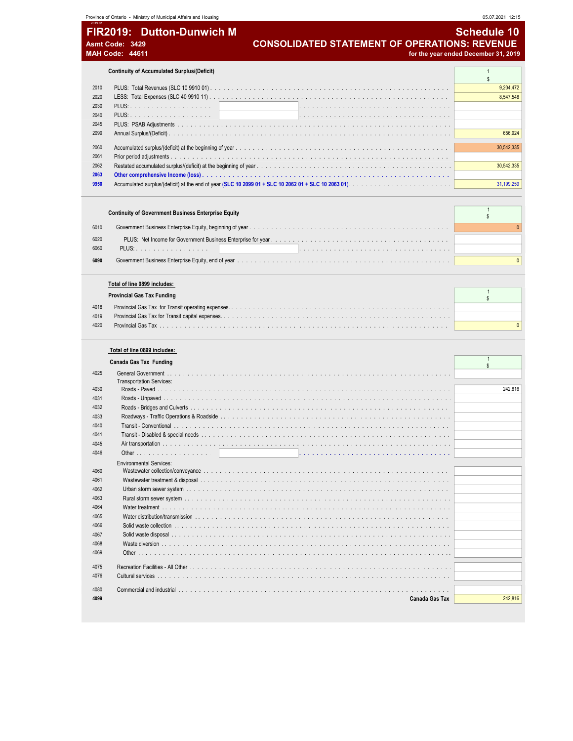Province of Ontario - Ministry of Municipal Affairs and Housing

# FIR2019: Dutton-Dunwich M

**Asmt Code: 3429**
**MAH Code: 44611**

## Schedule 10
## CONSOLIDATED STATEMENT OF OPERATIONS: REVENUE
**for the year ended December 31, 2019**

### Continuity of Accumulated Surplus/(Deficit)

| | | 1 $ |
|---|---|---|
| 2010 | PLUS: Total Revenues (SLC 10 9910 01) | 9,204,472 |
| 2020 | LESS: Total Expenses (SLC 40 9910 11) | 8,547,548 |
| 2030 | PLUS: | |
| 2040 | PLUS: | |
| 2045 | PLUS: PSAB Adjustments | |
| 2099 | Annual Surplus/(Deficit) | 656,924 |
| 2060 | Accumulated surplus/(deficit) at the beginning of year | 30,542,335 |
| 2061 | Prior period adjustments | |
| 2062 | Restated accumulated surplus/(deficit) at the beginning of year | 30,542,335 |
| **2063** | **Other comprehensive Income (loss)** | |
| **9950** | Accumulated surplus/(deficit) at the end of year (**SLC 10 2099 01 + SLC 10 2062 01 + SLC 10 2063 01**) | 31,199,259 |

### Continuity of Government Business Enterprise Equity

| | | 1 $ |
|---|---|---|
| 6010 | Government Business Enterprise Equity, beginning of year | 0 |
| 6020 | PLUS: Net Income for Government Business Enterprise for year | |
| 6060 | PLUS: | |
| **6090** | Government Business Enterprise Equity, end of year | 0 |

**Total of line 0899 includes:**

### Provincial Gas Tax Funding

| | | 1 $ |
|---|---|---|
| 4018 | Provincial Gas Tax for Transit operating expenses | |
| 4019 | Provincial Gas Tax for Transit capital expenses | |
| 4020 | Provincial Gas Tax | 0 |

**Total of line 0899 includes:**

### Canada Gas Tax Funding

| | | 1 $ |
|---|---|---|
| 4025 | General Government | |
| | Transportation Services: | |
| 4030 | Roads - Paved | 242,816 |
| 4031 | Roads - Unpaved | |
| 4032 | Roads - Bridges and Culverts | |
| 4033 | Roadways - Traffic Operations & Roadside | |
| 4040 | Transit - Conventional | |
| 4041 | Transit - Disabled & special needs | |
| 4045 | Air transportation | |
| 4046 | Other | |
| | Environmental Services: | |
| 4060 | Wastewater collection/conveyance | |
| 4061 | Wastewater treatment & disposal | |
| 4062 | Urban storm sewer system | |
| 4063 | Rural storm sewer system | |
| 4064 | Water treatment | |
| 4065 | Water distribution/transmission | |
| 4066 | Solid waste collection | |
| 4067 | Solid waste disposal | |
| 4068 | Waste diversion | |
| 4069 | Other | |
| 4075 | Recreation Facilities - All Other | |
| 4076 | Cultural services | |
| 4080 | Commercial and industrial | |
| **4099** | **Canada Gas Tax** | 242,816 |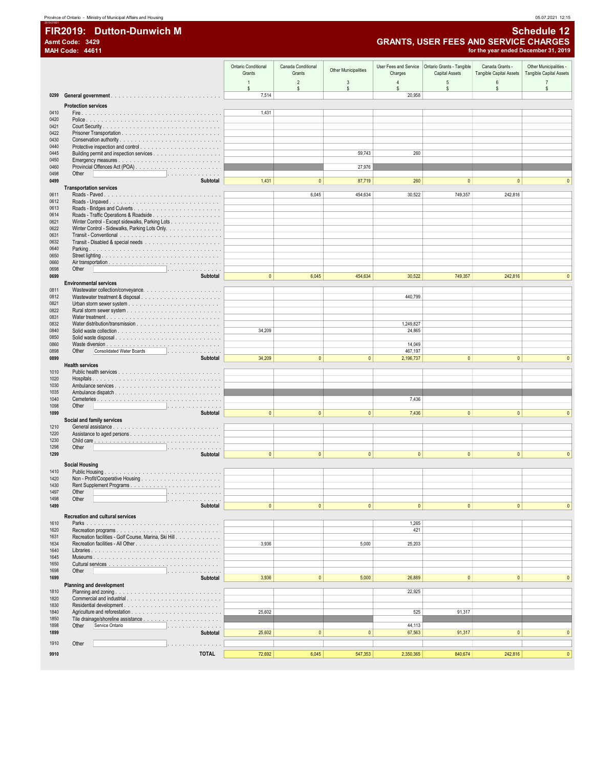# FIR2019: Dutton-Dunwich M

**Asmt Code: 3429**
**MAH Code: 44611**

## Schedule 12
## GRANTS, USER FEES AND SERVICE CHARGES
**for the year ended December 31, 2019**

| Code | Description | Ontario Conditional Grants 1 $ | Canada Conditional Grants 2 $ | Other Municipalities 3 $ | User Fees and Service Charges 4 $ | Ontario Grants - Tangible Capital Assets 5 $ | Canada Grants - Tangible Capital Assets 6 $ | Other Municipalities - Tangible Capital Assets 7 $ |
|---|---|---|---|---|---|---|---|---|
| 0299 | **General government** | 7,514 | | | 20,958 | | | |
| | **Protection services** | | | | | | | |
| 0410 | Fire | 1,431 | | | | | | |
| 0420 | Police | | | | | | | |
| 0421 | Court Security | | | | | | | |
| 0422 | Prisoner Transportation | | | | | | | |
| 0430 | Conservation authority | | | | | | | |
| 0440 | Protective inspection and control | | | | | | | |
| 0445 | Building permit and inspection services | | | 59,743 | 260 | | | |
| 0450 | Emergency measures | | | | | | | |
| 0460 | Provincial Offences Act (POA) | | | 27,976 | | | | |
| 0498 | Other | | | | | | | |
| 0499 | **Subtotal** | 1,431 | 0 | 87,719 | 260 | 0 | 0 | 0 |
| | **Transportation services** | | | | | | | |
| 0611 | Roads - Paved | | 6,045 | 454,634 | 30,522 | 749,357 | 242,816 | |
| 0612 | Roads - Unpaved | | | | | | | |
| 0613 | Roads - Bridges and Culverts | | | | | | | |
| 0614 | Roads - Traffic Operations & Roadside | | | | | | | |
| 0621 | Winter Control - Except sidewalks, Parking Lots | | | | | | | |
| 0622 | Winter Control - Sidewalks, Parking Lots Only | | | | | | | |
| 0631 | Transit - Conventional | | | | | | | |
| 0632 | Transit - Disabled & special needs | | | | | | | |
| 0640 | Parking | | | | | | | |
| 0650 | Street lighting | | | | | | | |
| 0660 | Air transportation | | | | | | | |
| 0698 | Other | | | | | | | |
| 0699 | **Subtotal** | 0 | 6,045 | 454,634 | 30,522 | 749,357 | 242,816 | 0 |
| | **Environmental services** | | | | | | | |
| 0811 | Wastewater collection/conveyance | | | | | | | |
| 0812 | Wastewater treatment & disposal | | | | 440,799 | | | |
| 0821 | Urban storm sewer system | | | | | | | |
| 0822 | Rural storm sewer system | | | | | | | |
| 0831 | Water treatment | | | | | | | |
| 0832 | Water distribution/transmission | | | | 1,249,827 | | | |
| 0840 | Solid waste collection | 34,209 | | | 24,865 | | | |
| 0850 | Solid waste disposal | | | | | | | |
| 0860 | Waste diversion | | | | 14,049 | | | |
| 0898 | Other: Consolidated Water Boards | | | | 467,197 | | | |
| 0899 | **Subtotal** | 34,209 | 0 | 0 | 2,196,737 | 0 | 0 | 0 |
| | **Health services** | | | | | | | |
| 1010 | Public health services | | | | | | | |
| 1020 | Hospitals | | | | | | | |
| 1030 | Ambulance services | | | | | | | |
| 1035 | Ambulance dispatch | | | | | | | |
| 1040 | Cemeteries | | | | 7,436 | | | |
| 1098 | Other | | | | | | | |
| 1099 | **Subtotal** | 0 | 0 | 0 | 7,436 | 0 | 0 | 0 |
| | **Social and family services** | | | | | | | |
| 1210 | General assistance | | | | | | | |
| 1220 | Assistance to aged persons | | | | | | | |
| 1230 | Child care | | | | | | | |
| 1298 | Other | | | | | | | |
| 1299 | **Subtotal** | 0 | 0 | 0 | 0 | 0 | 0 | 0 |
| | **Social Housing** | | | | | | | |
| 1410 | Public Housing | | | | | | | |
| 1420 | Non - Profit/Cooperative Housing | | | | | | | |
| 1430 | Rent Supplement Programs | | | | | | | |
| 1497 | Other | | | | | | | |
| 1498 | Other | | | | | | | |
| 1499 | **Subtotal** | 0 | 0 | 0 | 0 | 0 | 0 | 0 |
| | **Recreation and cultural services** | | | | | | | |
| 1610 | Parks | | | | 1,265 | | | |
| 1620 | Recreation programs | | | | 421 | | | |
| 1631 | Recreation facilities - Golf Course, Marina, Ski Hill | | | | | | | |
| 1634 | Recreation facilities - All Other | 3,936 | | 5,000 | 25,203 | | | |
| 1640 | Libraries | | | | | | | |
| 1645 | Museums | | | | | | | |
| 1650 | Cultural services | | | | | | | |
| 1698 | Other | | | | | | | |
| 1699 | **Subtotal** | 3,936 | 0 | 5,000 | 26,889 | 0 | 0 | 0 |
| | **Planning and development** | | | | | | | |
| 1810 | Planning and zoning | | | | 22,925 | | | |
| 1820 | Commercial and industrial | | | | | | | |
| 1830 | Residential development | | | | | | | |
| 1840 | Agriculture and reforestation | 25,602 | | | 525 | 91,317 | | |
| 1850 | Tile drainage/shoreline assistance | | | | | | | |
| 1898 | Other: Service Ontario | | | | 44,113 | | | |
| 1899 | **Subtotal** | 25,602 | 0 | 0 | 67,563 | 91,317 | 0 | 0 |
| 1910 | Other | | | | | | | |
| 9910 | **TOTAL** | 72,692 | 6,045 | 547,353 | 2,350,365 | 840,674 | 242,816 | 0 |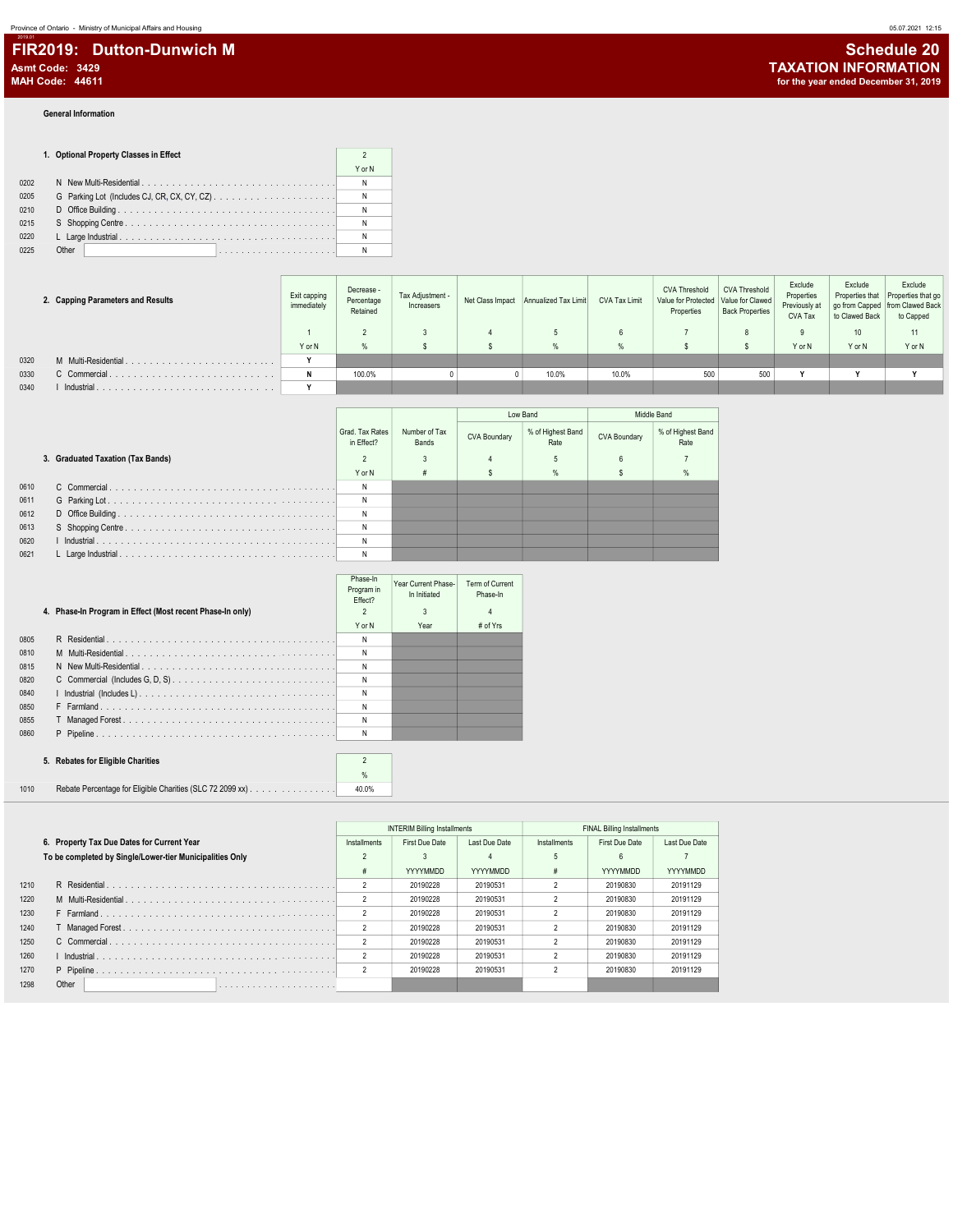# FIR2019: Dutton-Dunwich M

**Asmt Code: 3429**
**MAH Code: 44611**

## Schedule 20
## TAXATION INFORMATION
**for the year ended December 31, 2019**

### General Information

**1. Optional Property Classes in Effect**

| | | 2 |
|---|---|---|
| | | Y or N |
| 0202 | N New Multi-Residential | N |
| 0205 | G Parking Lot (Includes CJ, CR, CX, CY, CZ) | N |
| 0210 | D Office Building | N |
| 0215 | S Shopping Centre | N |
| 0220 | L Large Industrial | N |
| 0225 | Other | N |

**2. Capping Parameters and Results**

| | | Exit capping immediately | Decrease - Percentage Retained | Tax Adjustment - Increasers | Net Class Impact | Annualized Tax Limit | CVA Tax Limit | CVA Threshold Value for Protected Properties | CVA Threshold Value for Clawed Back Properties | Exclude Properties Previously at CVA Tax | Exclude Properties that go from Capped to Clawed Back | Exclude Properties that go from Clawed Back to Capped |
|---|---|---|---|---|---|---|---|---|---|---|---|---|
| | | 1 | 2 | 3 | 4 | 5 | 6 | 7 | 8 | 9 | 10 | 11 |
| | | Y or N | % | $ | $ | % | % | $ | $ | Y or N | Y or N | Y or N |
| 0320 | M Multi-Residential | Y | | | | | | | | | | |
| 0330 | C Commercial | N | 100.0% | 0 | 0 | 10.0% | 10.0% | 500 | 500 | Y | Y | Y |
| 0340 | I Industrial | Y | | | | | | | | | | |

**3. Graduated Taxation (Tax Bands)**

| | | Grad. Tax Rates in Effect? | Number of Tax Bands | Low Band | | Middle Band | |
|---|---|---|---|---|---|---|---|
| | | | | CVA Boundary | % of Highest Band Rate | CVA Boundary | % of Highest Band Rate |
| | | 2 | 3 | 4 | 5 | 6 | 7 |
| | | Y or N | # | $ | % | $ | % |
| 0610 | C Commercial | N | | | | | |
| 0611 | G Parking Lot | N | | | | | |
| 0612 | D Office Building | N | | | | | |
| 0613 | S Shopping Centre | N | | | | | |
| 0620 | I Industrial | N | | | | | |
| 0621 | L Large Industrial | N | | | | | |

**4. Phase-In Program in Effect (Most recent Phase-In only)**

| | | Phase-In Program in Effect? | Year Current Phase-In Initiated | Term of Current Phase-In |
|---|---|---|---|---|
| | | 2 | 3 | 4 |
| | | Y or N | Year | # of Yrs |
| 0805 | R Residential | N | | |
| 0810 | M Multi-Residential | N | | |
| 0815 | N New Multi-Residential | N | | |
| 0820 | C Commercial (Includes G, D, S) | N | | |
| 0840 | I Industrial (Includes L) | N | | |
| 0850 | F Farmland | N | | |
| 0855 | T Managed Forest | N | | |
| 0860 | P Pipeline | N | | |

**5. Rebates for Eligible Charities**

| | | 2 |
|---|---|---|
| | | % |
| 1010 | Rebate Percentage for Eligible Charities (SLC 72 2099 xx) | 40.0% |

**6. Property Tax Due Dates for Current Year**
**To be completed by Single/Lower-tier Municipalities Only**

| | | INTERIM Billing Installments | | | FINAL Billing Installments | | |
|---|---|---|---|---|---|---|---|
| | | Installments | First Due Date | Last Due Date | Installments | First Due Date | Last Due Date |
| | | 2 | 3 | 4 | 5 | 6 | 7 |
| | | # | YYYYMMDD | YYYYMMDD | # | YYYYMMDD | YYYYMMDD |
| 1210 | R Residential | 2 | 20190228 | 20190531 | 2 | 20190830 | 20191129 |
| 1220 | M Multi-Residential | 2 | 20190228 | 20190531 | 2 | 20190830 | 20191129 |
| 1230 | F Farmland | 2 | 20190228 | 20190531 | 2 | 20190830 | 20191129 |
| 1240 | T Managed Forest | 2 | 20190228 | 20190531 | 2 | 20190830 | 20191129 |
| 1250 | C Commercial | 2 | 20190228 | 20190531 | 2 | 20190830 | 20191129 |
| 1260 | I Industrial | 2 | 20190228 | 20190531 | 2 | 20190830 | 20191129 |
| 1270 | P Pipeline | 2 | 20190228 | 20190531 | 2 | 20190830 | 20191129 |
| 1298 | Other | | | | | | |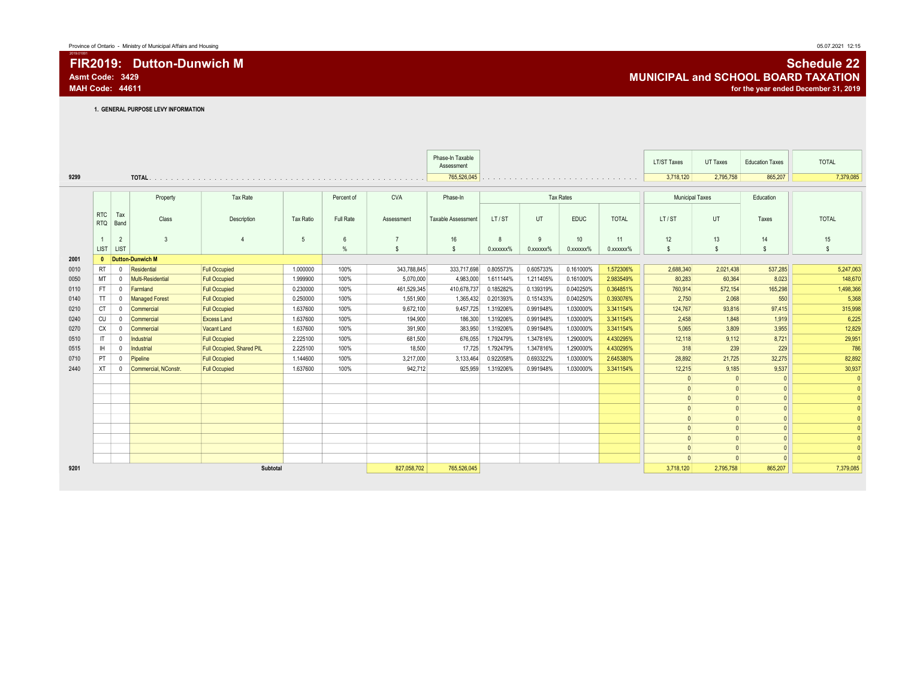Province of Ontario - Ministry of Municipal Affairs and Housing

05.07.2021 12:15

# FIR2019: Dutton-Dunwich M

**Asmt Code: 3429**

**MAH Code: 44611**

# Schedule 22

## MUNICIPAL and SCHOOL BOARD TAXATION

**for the year ended December 31, 2019**

### 1. GENERAL PURPOSE LEVY INFORMATION

| | | Phase-In Taxable Assessment | LT/ST Taxes | UT Taxes | Education Taxes | TOTAL |
|---|---|---|---|---|---|---|
| 9299 | TOTAL | 765,526,045 | 3,718,120 | 2,795,758 | 865,207 | 7,379,085 |

| | RTC RTQ | Tax Band | Property Class | Tax Rate Description | Tax Ratio | Percent of Full Rate | CVA Assessment | Phase-In Taxable Assessment | Tax Rates LT / ST | Tax Rates UT | Tax Rates EDUC | Tax Rates TOTAL | Municipal Taxes LT / ST | Municipal Taxes UT | Education Taxes | TOTAL |
|---|---|---|---|---|---|---|---|---|---|---|---|---|---|---|---|---|
| | 1 | 2 | 3 | 4 | 5 | 6 | 7 | 16 | 8 | 9 | 10 | 11 | 12 | 13 | 14 | 15 |
| | LIST | LIST | | | | % | $ | $ | 0.xxxxxx% | 0.xxxxxx% | 0.xxxxxx% | 0.xxxxxx% | $ | $ | $ | $ |
| 2001 | 0 | Dutton-Dunwich M | | | | | | | | | | | | | | |
| 0010 | RT | 0 | Residential | Full Occupied | 1.000000 | 100% | 343,788,845 | 333,717,698 | 0.805573% | 0.605733% | 0.161000% | 1.572306% | 2,688,340 | 2,021,438 | 537,285 | 5,247,063 |
| 0050 | MT | 0 | Multi-Residential | Full Occupied | 1.999900 | 100% | 5,070,000 | 4,983,000 | 1.611144% | 1.211405% | 0.161000% | 2.983549% | 80,283 | 60,364 | 8,023 | 148,670 |
| 0110 | FT | 0 | Farmland | Full Occupied | 0.230000 | 100% | 461,529,345 | 410,678,737 | 0.185282% | 0.139319% | 0.040250% | 0.364851% | 760,914 | 572,154 | 165,298 | 1,498,366 |
| 0140 | TT | 0 | Managed Forest | Full Occupied | 0.250000 | 100% | 1,551,900 | 1,365,432 | 0.201393% | 0.151433% | 0.040250% | 0.393076% | 2,750 | 2,068 | 550 | 5,368 |
| 0210 | CT | 0 | Commercial | Full Occupied | 1.637600 | 100% | 9,672,100 | 9,457,725 | 1.319206% | 0.991948% | 1.030000% | 3.341154% | 124,767 | 93,816 | 97,415 | 315,998 |
| 0240 | CU | 0 | Commercial | Excess Land | 1.637600 | 100% | 194,900 | 186,300 | 1.319206% | 0.991948% | 1.030000% | 3.341154% | 2,458 | 1,848 | 1,919 | 6,225 |
| 0270 | CX | 0 | Commercial | Vacant Land | 1.637600 | 100% | 391,900 | 383,950 | 1.319206% | 0.991948% | 1.030000% | 3.341154% | 5,065 | 3,809 | 3,955 | 12,829 |
| 0510 | IT | 0 | Industrial | Full Occupied | 2.225100 | 100% | 681,500 | 676,055 | 1.792479% | 1.347816% | 1.290000% | 4.430295% | 12,118 | 9,112 | 8,721 | 29,951 |
| 0515 | IH | 0 | Industrial | Full Occupied, Shared PIL | 2.225100 | 100% | 18,500 | 17,725 | 1.792479% | 1.347816% | 1.290000% | 4.430295% | 318 | 239 | 229 | 786 |
| 0710 | PT | 0 | Pipeline | Full Occupied | 1.144600 | 100% | 3,217,000 | 3,133,464 | 0.922058% | 0.693322% | 1.030000% | 2.645380% | 28,892 | 21,725 | 32,275 | 82,892 |
| 2440 | XT | 0 | Commercial, NConstr. | Full Occupied | 1.637600 | 100% | 942,712 | 925,959 | 1.319206% | 0.991948% | 1.030000% | 3.341154% | 12,215 | 9,185 | 9,537 | 30,937 |
| | | | | | | | | | | | | | 0 | 0 | 0 | 0 |
| | | | | | | | | | | | | | 0 | 0 | 0 | 0 |
| | | | | | | | | | | | | | 0 | 0 | 0 | 0 |
| | | | | | | | | | | | | | 0 | 0 | 0 | 0 |
| | | | | | | | | | | | | | 0 | 0 | 0 | 0 |
| | | | | | | | | | | | | | 0 | 0 | 0 | 0 |
| | | | | | | | | | | | | | 0 | 0 | 0 | 0 |
| | | | | | | | | | | | | | 0 | 0 | 0 | 0 |
| | | | | | | | | | | | | | 0 | 0 | 0 | 0 |
| 9201 | | | | Subtotal | | | 827,058,702 | 765,526,045 | | | | | 3,718,120 | 2,795,758 | 865,207 | 7,379,085 |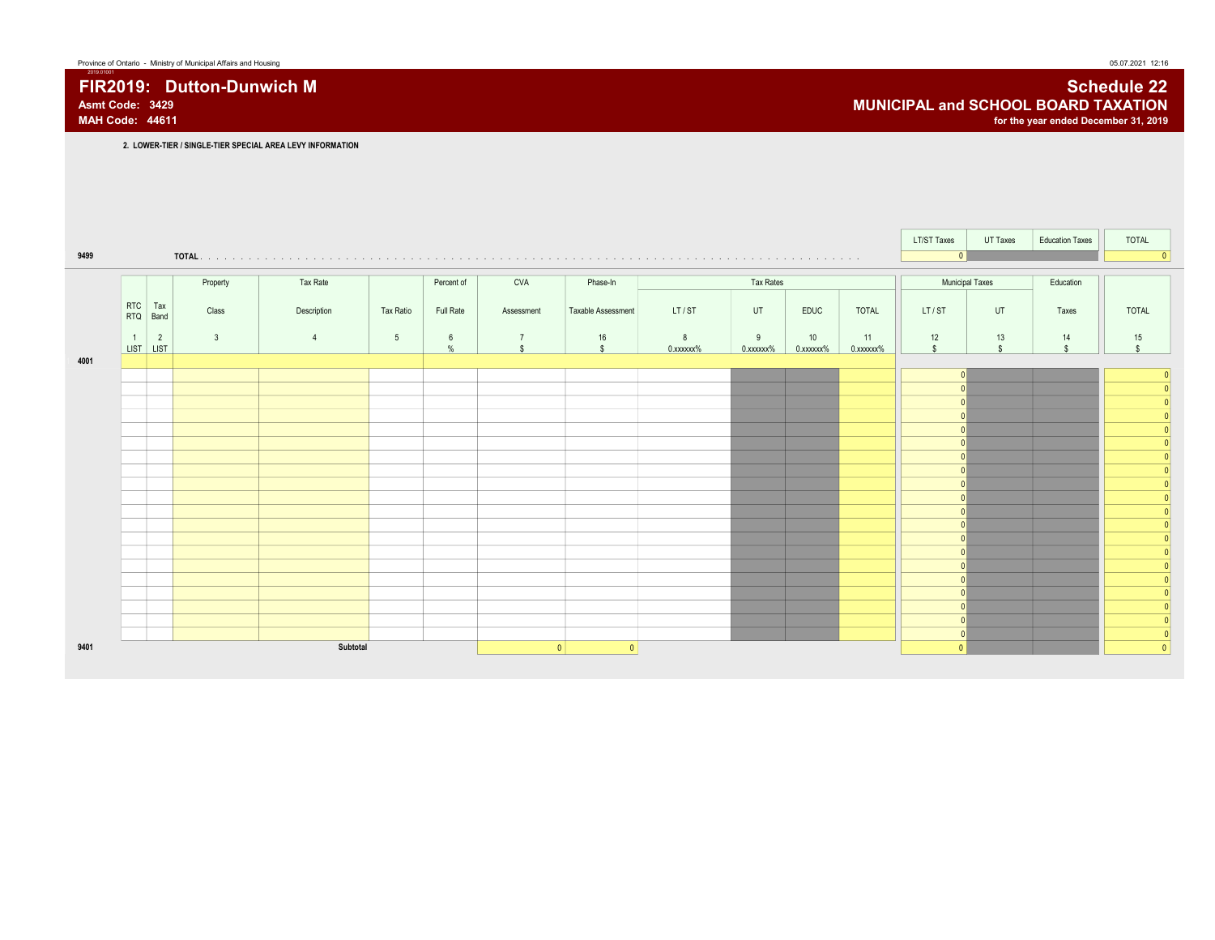# FIR2019: Dutton-Dunwich M

**Asmt Code: 3429**
**MAH Code: 44611**

## Schedule 22
## MUNICIPAL and SCHOOL BOARD TAXATION
**for the year ended December 31, 2019**

**2. LOWER-TIER / SINGLE-TIER SPECIAL AREA LEVY INFORMATION**

| | | LT/ST Taxes | UT Taxes | Education Taxes | TOTAL |
|---|---|---|---|---|---|
| 9499 | TOTAL | 0 | | | 0 |

| | RTC RTQ | Tax Band | Property Class | Tax Rate Description | Tax Ratio | Percent of Full Rate | CVA Assessment | Phase-In Taxable Assessment | Tax Rates LT / ST | Tax Rates UT | Tax Rates EDUC | Tax Rates TOTAL | Municipal Taxes LT / ST | Municipal Taxes UT | Education Taxes | TOTAL |
|---|---|---|---|---|---|---|---|---|---|---|---|---|---|---|---|---|
| | 1 LIST | 2 LIST | 3 | 4 | 5 | 6 % | 7 $ | 16 $ | 8 0.xxxxxx% | 9 0.xxxxxx% | 10 0.xxxxxx% | 11 0.xxxxxx% | 12 $ | 13 $ | 14 $ | 15 $ |
| 4001 | | | | | | | | | | | | | | | | |
| | | | | | | | | | | | | | 0 | | | 0 |
| | | | | | | | | | | | | | 0 | | | 0 |
| | | | | | | | | | | | | | 0 | | | 0 |
| | | | | | | | | | | | | | 0 | | | 0 |
| | | | | | | | | | | | | | 0 | | | 0 |
| | | | | | | | | | | | | | 0 | | | 0 |
| | | | | | | | | | | | | | 0 | | | 0 |
| | | | | | | | | | | | | | 0 | | | 0 |
| | | | | | | | | | | | | | 0 | | | 0 |
| | | | | | | | | | | | | | 0 | | | 0 |
| | | | | | | | | | | | | | 0 | | | 0 |
| | | | | | | | | | | | | | 0 | | | 0 |
| | | | | | | | | | | | | | 0 | | | 0 |
| | | | | | | | | | | | | | 0 | | | 0 |
| | | | | | | | | | | | | | 0 | | | 0 |
| | | | | | | | | | | | | | 0 | | | 0 |
| | | | | | | | | | | | | | 0 | | | 0 |
| | | | | | | | | | | | | | 0 | | | 0 |
| | | | | | | | | | | | | | 0 | | | 0 |
| | | | | | | | | | | | | | 0 | | | 0 |
| 9401 | | | | Subtotal | | | 0 | 0 | | | | | 0 | | | 0 |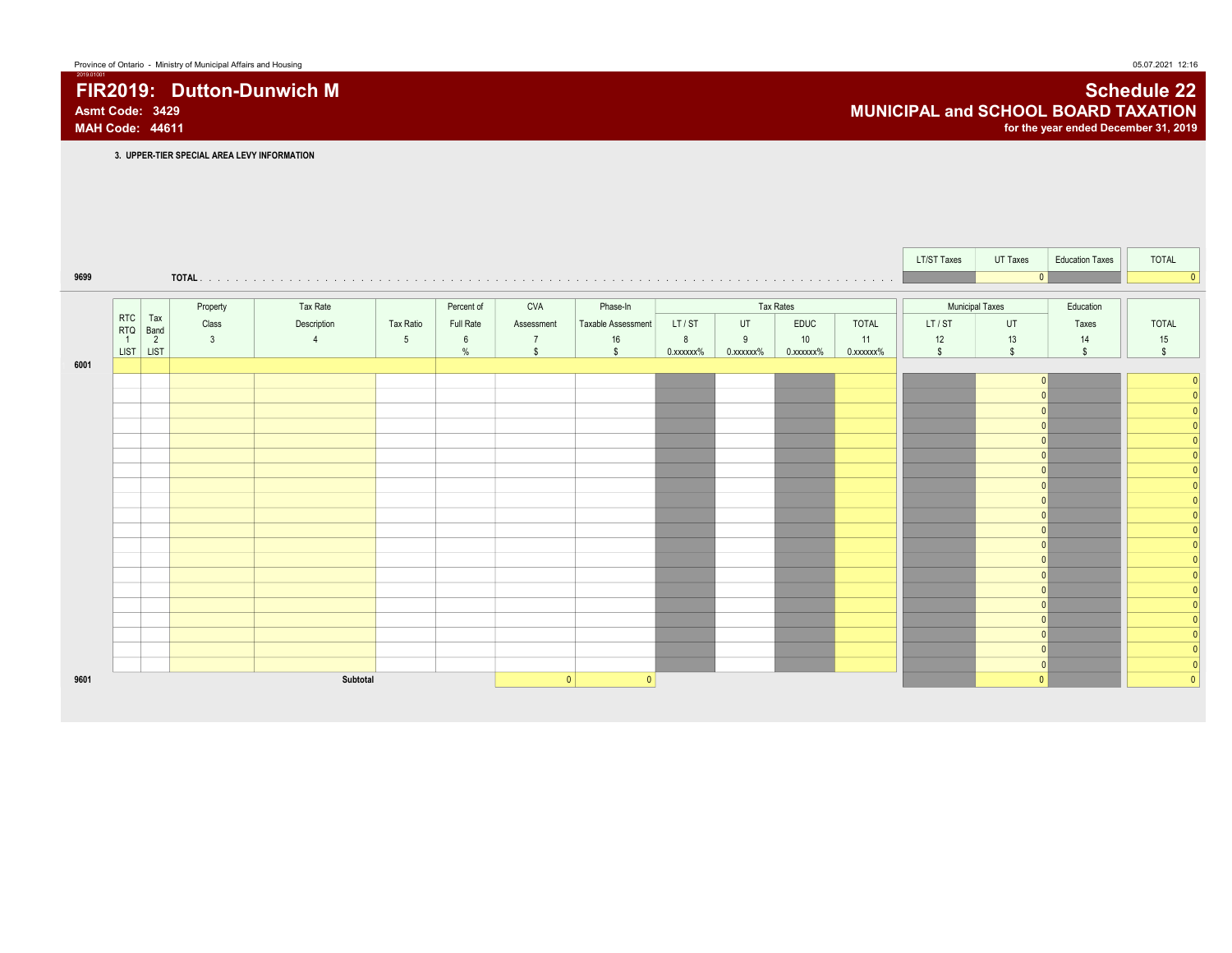Province of Ontario - Ministry of Municipal Affairs and Housing

05.07.2021 12:16

# FIR2019: Dutton-Dunwich M

**Asmt Code: 3429**

**MAH Code: 44611**

# Schedule 22

## MUNICIPAL and SCHOOL BOARD TAXATION

**for the year ended December 31, 2019**

### 3. UPPER-TIER SPECIAL AREA LEVY INFORMATION

| | | LT/ST Taxes | UT Taxes | Education Taxes | TOTAL |
|---|---|---|---|---|---|
| 9699 | TOTAL | | 0 | | 0 |

| | RTC RTQ 1 LIST | Tax Band 2 LIST | Property Class 3 | Tax Rate Description 4 | Tax Ratio 5 | Percent of Full Rate 6 % | CVA Assessment 7 $ | Phase-In Taxable Assessment 16 $ | Tax Rates LT / ST 8 0.xxxxxx% | Tax Rates UT 9 0.xxxxxx% | Tax Rates EDUC 10 0.xxxxxx% | Tax Rates TOTAL 11 0.xxxxxx% | Municipal Taxes LT / ST 12 $ | Municipal Taxes UT 13 $ | Education Taxes 14 $ | TOTAL 15 $ |
|---|---|---|---|---|---|---|---|---|---|---|---|---|---|---|---|---|
| 6001 | | | | | | | | | | | | | | | | |
| | | | | | | | | | | | | | | 0 | | 0 |
| | | | | | | | | | | | | | | 0 | | 0 |
| | | | | | | | | | | | | | | 0 | | 0 |
| | | | | | | | | | | | | | | 0 | | 0 |
| | | | | | | | | | | | | | | 0 | | 0 |
| | | | | | | | | | | | | | | 0 | | 0 |
| | | | | | | | | | | | | | | 0 | | 0 |
| | | | | | | | | | | | | | | 0 | | 0 |
| | | | | | | | | | | | | | | 0 | | 0 |
| | | | | | | | | | | | | | | 0 | | 0 |
| | | | | | | | | | | | | | | 0 | | 0 |
| | | | | | | | | | | | | | | 0 | | 0 |
| | | | | | | | | | | | | | | 0 | | 0 |
| | | | | | | | | | | | | | | 0 | | 0 |
| | | | | | | | | | | | | | | 0 | | 0 |
| | | | | | | | | | | | | | | 0 | | 0 |
| | | | | | | | | | | | | | | 0 | | 0 |
| | | | | | | | | | | | | | | 0 | | 0 |
| | | | | | | | | | | | | | | 0 | | 0 |
| | | | | | | | | | | | | | | 0 | | 0 |
| 9601 | | | | Subtotal | | | 0 | 0 | | | | | | 0 | | 0 |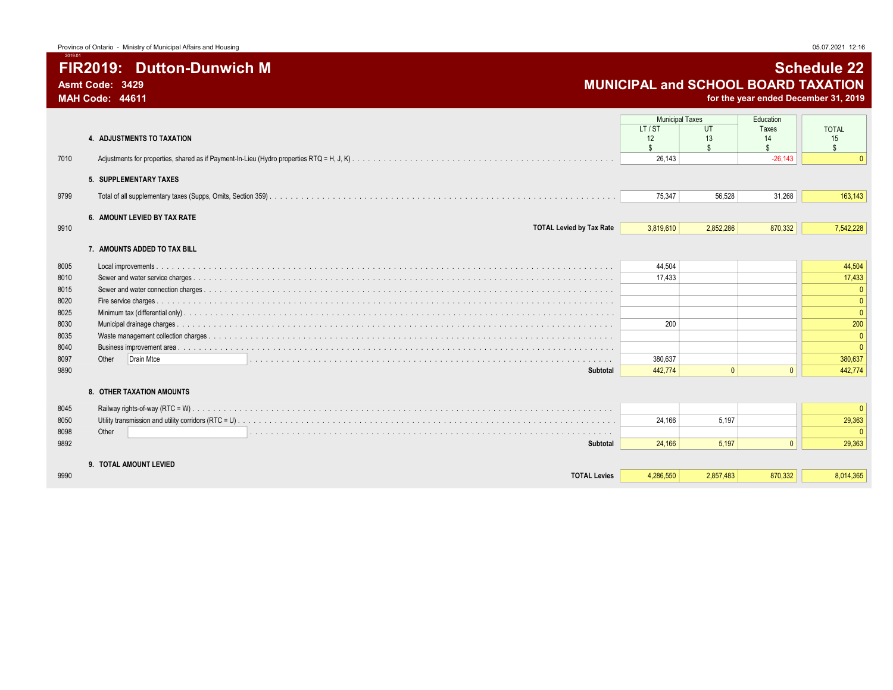Province of Ontario - Ministry of Municipal Affairs and Housing

# FIR2019: Dutton-Dunwich M

**Asmt Code: 3429**
**MAH Code: 44611**

## Schedule 22
## MUNICIPAL and SCHOOL BOARD TAXATION
**for the year ended December 31, 2019**

| | | Municipal Taxes | | Education | TOTAL |
|---|---|---|---|---|---|
| | | LT / ST | UT | Taxes | |
| | | 12 | 13 | 14 | 15 |
| | | $ | $ | $ | $ |
| | **4. ADJUSTMENTS TO TAXATION** | | | | |
| 7010 | Adjustments for properties, shared as if Payment-In-Lieu (Hydro properties RTQ = H, J, K) | 26,143 | | -26,143 | 0 |
| | **5. SUPPLEMENTARY TAXES** | | | | |
| 9799 | Total of all supplementary taxes (Supps, Omits, Section 359) | 75,347 | 56,528 | 31,268 | 163,143 |
| | **6. AMOUNT LEVIED BY TAX RATE** | | | | |
| 9910 | **TOTAL Levied by Tax Rate** | 3,819,610 | 2,852,286 | 870,332 | 7,542,228 |
| | **7. AMOUNTS ADDED TO TAX BILL** | | | | |
| 8005 | Local improvements | 44,504 | | | 44,504 |
| 8010 | Sewer and water service charges | 17,433 | | | 17,433 |
| 8015 | Sewer and water connection charges | | | | 0 |
| 8020 | Fire service charges | | | | 0 |
| 8025 | Minimum tax (differential only) | | | | 0 |
| 8030 | Municipal drainage charges | 200 | | | 200 |
| 8035 | Waste management collection charges | | | | 0 |
| 8040 | Business improvement area | | | | 0 |
| 8097 | Other Drain Mtce | 380,637 | | | 380,637 |
| 9890 | **Subtotal** | 442,774 | 0 | 0 | 442,774 |
| | **8. OTHER TAXATION AMOUNTS** | | | | |
| 8045 | Railway rights-of-way (RTC = W) | | | | 0 |
| 8050 | Utility transmission and utility corridors (RTC = U) | 24,166 | 5,197 | | 29,363 |
| 8098 | Other | | | | 0 |
| 9892 | **Subtotal** | 24,166 | 5,197 | 0 | 29,363 |
| | **9. TOTAL AMOUNT LEVIED** | | | | |
| 9990 | **TOTAL Levies** | 4,286,550 | 2,857,483 | 870,332 | 8,014,365 |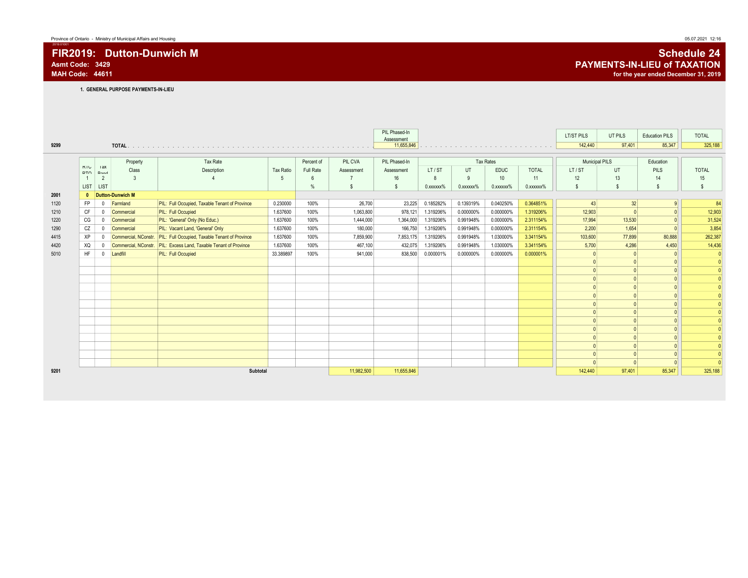Province of Ontario - Ministry of Municipal Affairs and Housing

# FIR2019: Dutton-Dunwich M

**Asmt Code: 3429**
**MAH Code: 44611**

## Schedule 24
## PAYMENTS-IN-LIEU of TAXATION
**for the year ended December 31, 2019**

### 1. GENERAL PURPOSE PAYMENTS-IN-LIEU

| | | PIL Phased-In Assessment | LT/ST PILS | UT PILS | Education PILS | TOTAL |
|---|---|---|---|---|---|---|
| 9299 | TOTAL | 11,655,846 | 142,440 | 97,401 | 85,347 | 325,188 |

| | RTC RTQ | Tax Band | Property Class | Tax Rate Description | Tax Ratio | Percent of Full Rate | PIL CVA Assessment | PIL Phased-In Assessment | Tax Rates LT / ST | UT | EDUC | TOTAL | Municipal PILS LT / ST | UT | Education PILS | TOTAL |
|---|---|---|---|---|---|---|---|---|---|---|---|---|---|---|---|---|
| | 1 | 2 | 3 | 4 | 5 | 6 | 7 | 16 | 8 | 9 | 10 | 11 | 12 | 13 | 14 | 15 |
| | LIST | LIST | | | | % | $ | $ | 0.xxxxxx% | 0.xxxxxx% | 0.xxxxxx% | 0.xxxxxx% | $ | $ | $ | $ |
| 2001 | 0 | Dutton-Dunwich M | | | | | | | | | | | | | | |
| 1120 | FP | 0 | Farmland | PIL: Full Occupied, Taxable Tenant of Province | 0.230000 | 100% | 26,700 | 23,225 | 0.185282% | 0.139319% | 0.040250% | 0.364851% | 43 | 32 | 9 | 84 |
| 1210 | CF | 0 | Commercial | PIL: Full Occupied | 1.637600 | 100% | 1,063,800 | 978,121 | 1.319206% | 0.000000% | 0.000000% | 1.319206% | 12,903 | 0 | 0 | 12,903 |
| 1220 | CG | 0 | Commercial | PIL: 'General' Only (No Educ.) | 1.637600 | 100% | 1,444,000 | 1,364,000 | 1.319206% | 0.991948% | 0.000000% | 2.311154% | 17,994 | 13,530 | 0 | 31,524 |
| 1290 | CZ | 0 | Commercial | PIL: Vacant Land, 'General' Only | 1.637600 | 100% | 180,000 | 166,750 | 1.319206% | 0.991948% | 0.000000% | 2.311154% | 2,200 | 1,654 | 0 | 3,854 |
| 4415 | XP | 0 | Commercial, NConstr. | PIL: Full Occupied, Taxable Tenant of Province | 1.637600 | 100% | 7,859,900 | 7,853,175 | 1.319206% | 0.991948% | 1.030000% | 3.341154% | 103,600 | 77,899 | 80,888 | 262,387 |
| 4420 | XQ | 0 | Commercial, NConstr. | PIL: Excess Land, Taxable Tenant of Province | 1.637600 | 100% | 467,100 | 432,075 | 1.319206% | 0.991948% | 1.030000% | 3.341154% | 5,700 | 4,286 | 4,450 | 14,436 |
| 5010 | HF | 0 | Landfill | PIL: Full Occupied | 33.389897 | 100% | 941,000 | 838,500 | 0.000001% | 0.000000% | 0.000000% | 0.000001% | 0 | 0 | 0 | 0 |
| | | | | | | | | | | | | | 0 | 0 | 0 | 0 |
| | | | | | | | | | | | | | 0 | 0 | 0 | 0 |
| | | | | | | | | | | | | | 0 | 0 | 0 | 0 |
| | | | | | | | | | | | | | 0 | 0 | 0 | 0 |
| | | | | | | | | | | | | | 0 | 0 | 0 | 0 |
| | | | | | | | | | | | | | 0 | 0 | 0 | 0 |
| | | | | | | | | | | | | | 0 | 0 | 0 | 0 |
| | | | | | | | | | | | | | 0 | 0 | 0 | 0 |
| | | | | | | | | | | | | | 0 | 0 | 0 | 0 |
| | | | | | | | | | | | | | 0 | 0 | 0 | 0 |
| | | | | | | | | | | | | | 0 | 0 | 0 | 0 |
| | | | | | | | | | | | | | 0 | 0 | 0 | 0 |
| | | | | | | | | | | | | | 0 | 0 | 0 | 0 |
| 9201 | | | | Subtotal | | | 11,982,500 | 11,655,846 | | | | | 142,440 | 97,401 | 85,347 | 325,188 |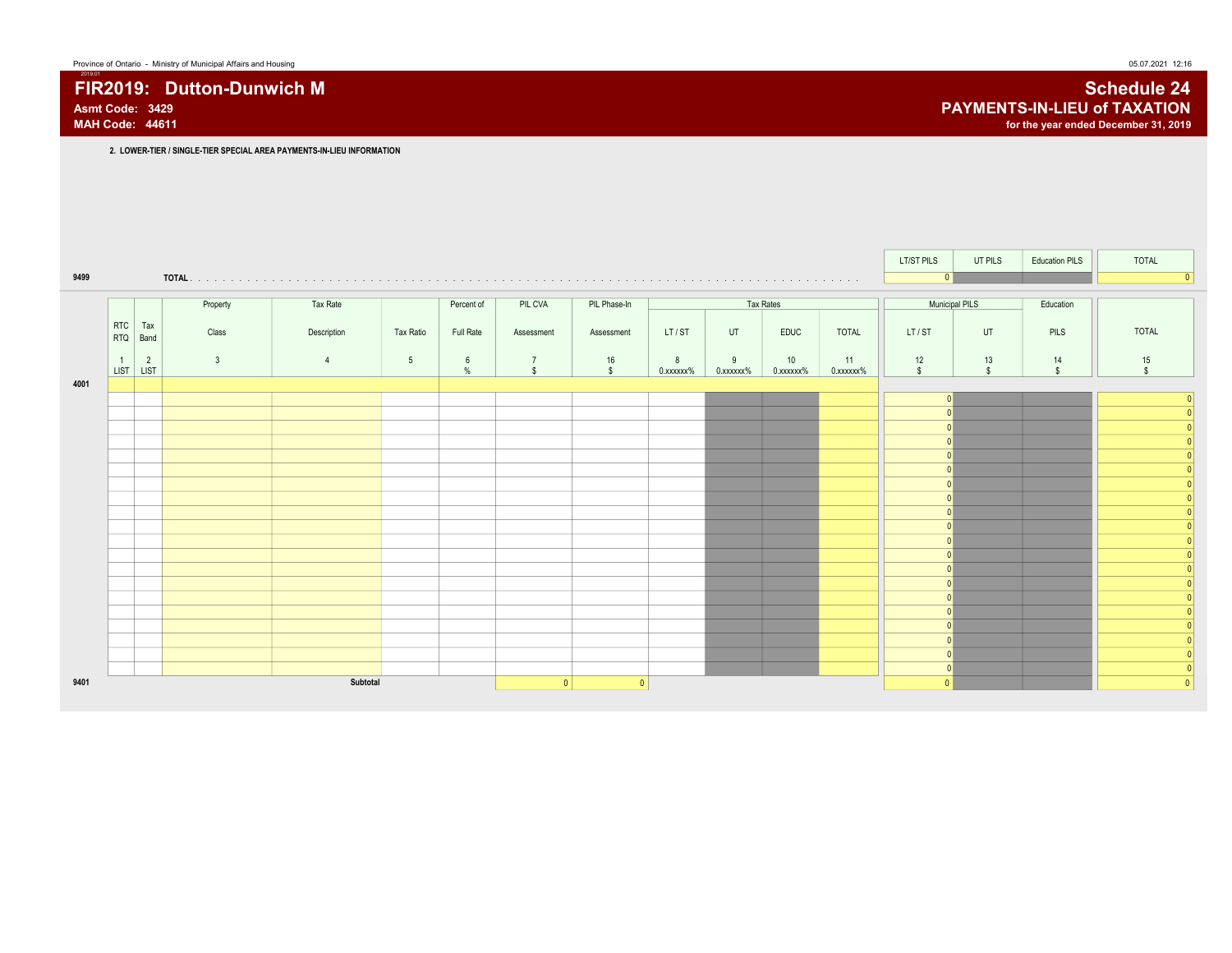# FIR2019: Dutton-Dunwich M

**Asmt Code: 3429**
**MAH Code: 44611**

## Schedule 24
## PAYMENTS-IN-LIEU of TAXATION
**for the year ended December 31, 2019**

**2. LOWER-TIER / SINGLE-TIER SPECIAL AREA PAYMENTS-IN-LIEU INFORMATION**

| | | LT/ST PILS | UT PILS | Education PILS | TOTAL |
|---|---|---|---|---|---|
| 9499 | TOTAL | 0 | | | 0 |

| | RTC RTQ | Tax Band | Property Class | Tax Rate Description | Tax Ratio | Percent of Full Rate | PIL CVA Assessment | PIL Phase-In Assessment | Tax Rates LT / ST | Tax Rates UT | Tax Rates EDUC | Tax Rates TOTAL | Municipal PILS LT / ST | Municipal PILS UT | Education PILS | TOTAL |
|---|---|---|---|---|---|---|---|---|---|---|---|---|---|---|---|---|
| | 1 LIST | 2 LIST | 3 | 4 | 5 | 6 % | 7 $ | 16 $ | 8 0.xxxxxx% | 9 0.xxxxxx% | 10 0.xxxxxx% | 11 0.xxxxxx% | 12 $ | 13 $ | 14 $ | 15 $ |
| 4001 | | | | | | | | | | | | | | | | |
| | | | | | | | | | | | | | 0 | | | 0 |
| | | | | | | | | | | | | | 0 | | | 0 |
| | | | | | | | | | | | | | 0 | | | 0 |
| | | | | | | | | | | | | | 0 | | | 0 |
| | | | | | | | | | | | | | 0 | | | 0 |
| | | | | | | | | | | | | | 0 | | | 0 |
| | | | | | | | | | | | | | 0 | | | 0 |
| | | | | | | | | | | | | | 0 | | | 0 |
| | | | | | | | | | | | | | 0 | | | 0 |
| | | | | | | | | | | | | | 0 | | | 0 |
| | | | | | | | | | | | | | 0 | | | 0 |
| | | | | | | | | | | | | | 0 | | | 0 |
| | | | | | | | | | | | | | 0 | | | 0 |
| | | | | | | | | | | | | | 0 | | | 0 |
| | | | | | | | | | | | | | 0 | | | 0 |
| | | | | | | | | | | | | | 0 | | | 0 |
| | | | | | | | | | | | | | 0 | | | 0 |
| | | | | | | | | | | | | | 0 | | | 0 |
| | | | | | | | | | | | | | 0 | | | 0 |
| | | | | | | | | | | | | | 0 | | | 0 |
| 9401 | | | | Subtotal | | | 0 | 0 | | | | | 0 | | | 0 |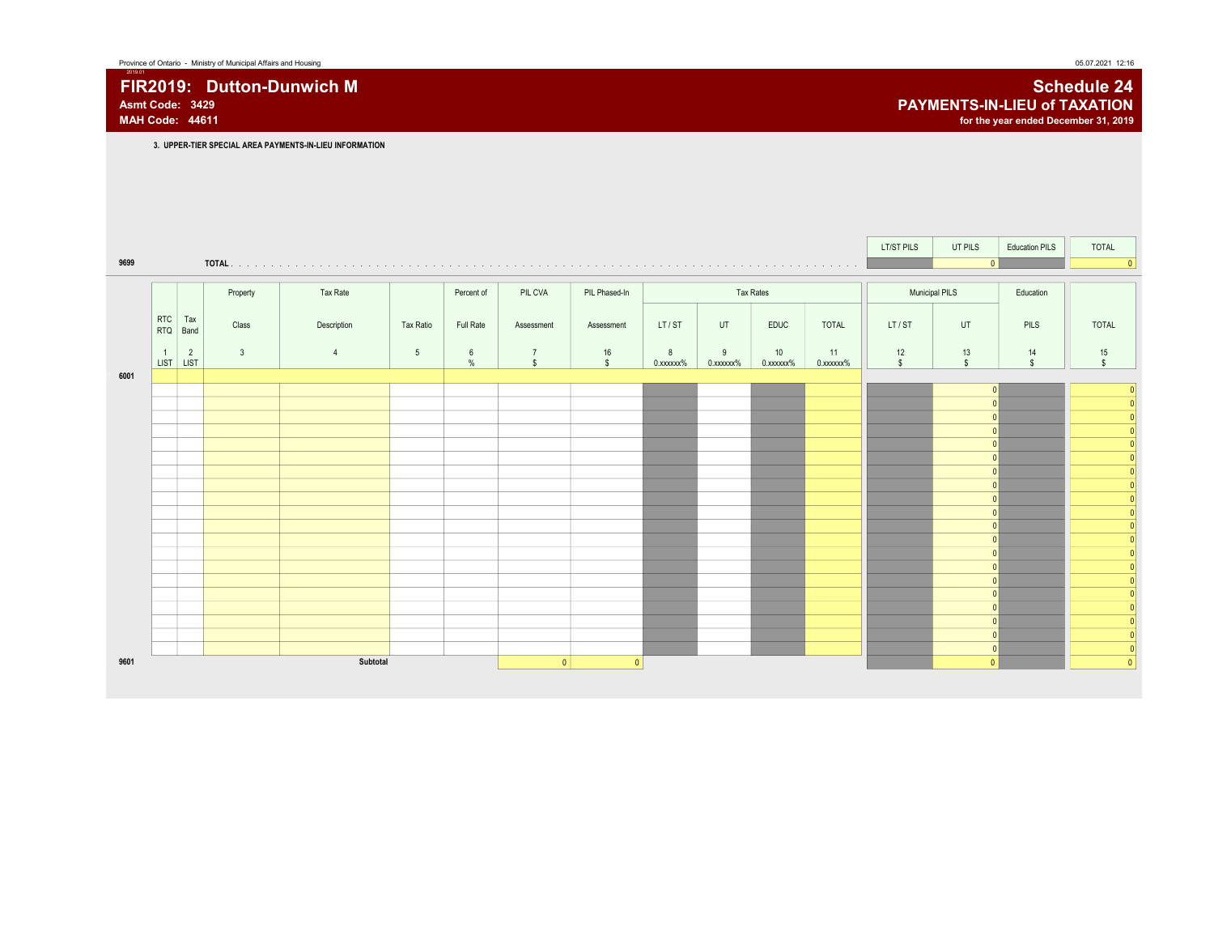Province of Ontario - Ministry of Municipal Affairs and Housing

# FIR2019: Dutton-Dunwich M

**Asmt Code: 3429**
**MAH Code: 44611**

## Schedule 24
## PAYMENTS-IN-LIEU of TAXATION
**for the year ended December 31, 2019**

### 3. UPPER-TIER SPECIAL AREA PAYMENTS-IN-LIEU INFORMATION

| | | LT/ST PILS | UT PILS | Education PILS | TOTAL |
|---|---|---|---|---|---|
| 9699 | TOTAL | | 0 | | 0 |

| | RTC RTQ | Tax Band | Property Class | Tax Rate Description | Tax Ratio | Percent of Full Rate | PIL CVA Assessment | PIL Phased-In Assessment | Tax Rates LT / ST | Tax Rates UT | Tax Rates EDUC | Tax Rates TOTAL | Municipal PILS LT / ST | Municipal PILS UT | Education PILS | TOTAL |
|---|---|---|---|---|---|---|---|---|---|---|---|---|---|---|---|---|
| | 1 LIST | 2 LIST | 3 | 4 | 5 | 6 % | 7 $ | 16 $ | 8 0.xxxxxx% | 9 0.xxxxxx% | 10 0.xxxxxx% | 11 0.xxxxxx% | 12 $ | 13 $ | 14 $ | 15 $ |
| 6001 | | | | | | | | | | | | | | | | |
| | | | | | | | | | | | | | | 0 | | 0 |
| | | | | | | | | | | | | | | 0 | | 0 |
| | | | | | | | | | | | | | | 0 | | 0 |
| | | | | | | | | | | | | | | 0 | | 0 |
| | | | | | | | | | | | | | | 0 | | 0 |
| | | | | | | | | | | | | | | 0 | | 0 |
| | | | | | | | | | | | | | | 0 | | 0 |
| | | | | | | | | | | | | | | 0 | | 0 |
| | | | | | | | | | | | | | | 0 | | 0 |
| | | | | | | | | | | | | | | 0 | | 0 |
| | | | | | | | | | | | | | | 0 | | 0 |
| | | | | | | | | | | | | | | 0 | | 0 |
| | | | | | | | | | | | | | | 0 | | 0 |
| | | | | | | | | | | | | | | 0 | | 0 |
| | | | | | | | | | | | | | | 0 | | 0 |
| | | | | | | | | | | | | | | 0 | | 0 |
| | | | | | | | | | | | | | | 0 | | 0 |
| | | | | | | | | | | | | | | 0 | | 0 |
| | | | | | | | | | | | | | | 0 | | 0 |
| | | | | | | | | | | | | | | 0 | | 0 |
| 9601 | | | | Subtotal | | | 0 | 0 | | | | | | 0 | | 0 |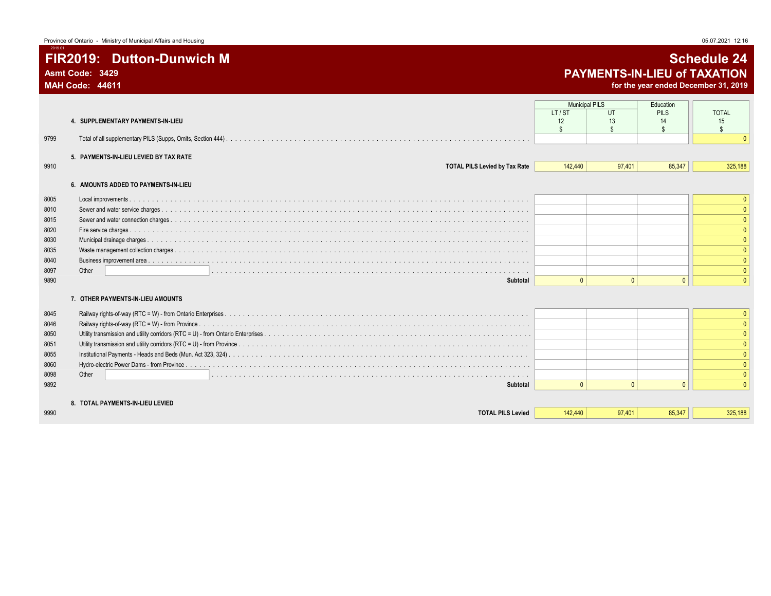# FIR2019: Dutton-Dunwich M

**Asmt Code: 3429**
**MAH Code: 44611**

## Schedule 24
## PAYMENTS-IN-LIEU of TAXATION
**for the year ended December 31, 2019**

| | | Municipal PILS | | Education | |
|---|---|---|---|---|---|
| | | LT / ST | UT | PILS | TOTAL |
| | | 12 | 13 | 14 | 15 |
| | | $ | $ | $ | $ |
| | **4. SUPPLEMENTARY PAYMENTS-IN-LIEU** | | | | |
| 9799 | Total of all supplementary PILS (Supps, Omits, Section 444) | | | | 0 |
| | **5. PAYMENTS-IN-LIEU LEVIED BY TAX RATE** | | | | |
| 9910 | **TOTAL PILS Levied by Tax Rate** | 142,440 | 97,401 | 85,347 | 325,188 |
| | **6. AMOUNTS ADDED TO PAYMENTS-IN-LIEU** | | | | |
| 8005 | Local improvements | | | | 0 |
| 8010 | Sewer and water service charges | | | | 0 |
| 8015 | Sewer and water connection charges | | | | 0 |
| 8020 | Fire service charges | | | | 0 |
| 8030 | Municipal drainage charges | | | | 0 |
| 8035 | Waste management collection charges | | | | 0 |
| 8040 | Business improvement area | | | | 0 |
| 8097 | Other | | | | 0 |
| 9890 | **Subtotal** | 0 | 0 | 0 | 0 |
| | **7. OTHER PAYMENTS-IN-LIEU AMOUNTS** | | | | |
| 8045 | Railway rights-of-way (RTC = W) - from Ontario Enterprises | | | | 0 |
| 8046 | Railway rights-of-way (RTC = W) - from Province | | | | 0 |
| 8050 | Utility transmission and utility corridors (RTC = U) - from Ontario Enterprises | | | | 0 |
| 8051 | Utility transmission and utility corridors (RTC = U) - from Province | | | | 0 |
| 8055 | Institutional Payments - Heads and Beds (Mun. Act 323, 324) | | | | 0 |
| 8060 | Hydro-electric Power Dams - from Province | | | | 0 |
| 8098 | Other | | | | 0 |
| 9892 | **Subtotal** | 0 | 0 | 0 | 0 |
| | **8. TOTAL PAYMENTS-IN-LIEU LEVIED** | | | | |
| 9990 | **TOTAL PILS Levied** | 142,440 | 97,401 | 85,347 | 325,188 |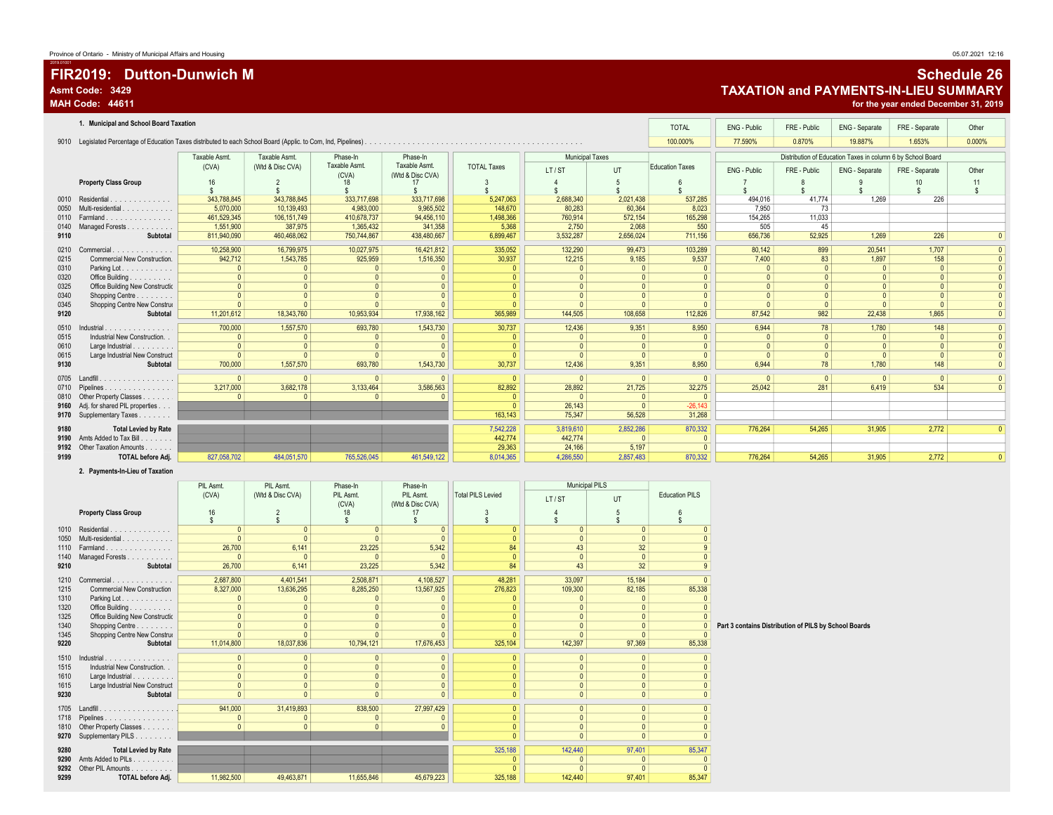# FIR2019: Dutton-Dunwich M

**Asmt Code: 3429**
**MAH Code: 44611**

## Schedule 26
## TAXATION and PAYMENTS-IN-LIEU SUMMARY
**for the year ended December 31, 2019**

### 1. Municipal and School Board Taxation

| | | TOTAL | ENG - Public | FRE - Public | ENG - Separate | FRE - Separate | Other |
|---|---|---|---|---|---|---|---|
| 9010 | Legislated Percentage of Education Taxes distributed to each School Board (Applic. to Com, Ind, Pipelines) | 100.000% | 77.590% | 0.870% | 19.887% | 1.653% | 0.000% |

| | Property Class Group | Taxable Asmt. (CVA) 16 $ | Taxable Asmt. (Wtd & Disc CVA) 2 $ | Phase-In Taxable Asmt. (CVA) 18 $ | Phase-In Taxable Asmt. (Wtd & Disc CVA) 17 $ | TOTAL Taxes 3 $ | Municipal Taxes LT / ST 4 $ | Municipal Taxes UT 5 $ | Education Taxes 6 $ | ENG - Public 7 $ | FRE - Public 8 $ | ENG - Separate 9 $ | FRE - Separate 10 $ | Other 11 $ |
|---|---|---|---|---|---|---|---|---|---|---|---|---|---|---|
| 0010 | Residential | 343,788,845 | 343,788,845 | 333,717,698 | 333,717,698 | 5,247,063 | 2,688,340 | 2,021,438 | 537,285 | 494,016 | 41,774 | 1,269 | 226 | |
| 0050 | Multi-residential | 5,070,000 | 10,139,493 | 4,983,000 | 9,965,502 | 148,670 | 80,283 | 60,364 | 8,023 | 7,950 | 73 | | | |
| 0110 | Farmland | 461,529,345 | 106,151,749 | 410,678,737 | 94,456,110 | 1,498,366 | 760,914 | 572,154 | 165,298 | 154,265 | 11,033 | | | |
| 0140 | Managed Forests | 1,551,900 | 387,975 | 1,365,432 | 341,358 | 5,368 | 2,750 | 2,068 | 550 | 505 | 45 | | | |
| **9110** | **Subtotal** | 811,940,090 | 460,468,062 | 750,744,867 | 438,480,667 | 6,899,467 | 3,532,287 | 2,656,024 | 711,156 | 656,736 | 52,925 | 1,269 | 226 | 0 |
| 0210 | Commercial | 10,258,900 | 16,799,975 | 10,027,975 | 16,421,812 | 335,052 | 132,290 | 99,473 | 103,289 | 80,142 | 899 | 20,541 | 1,707 | 0 |
| 0215 | Commercial New Construction | 942,712 | 1,543,785 | 925,959 | 1,516,350 | 30,937 | 12,215 | 9,185 | 9,537 | 7,400 | 83 | 1,897 | 158 | 0 |
| 0310 | Parking Lot | 0 | 0 | 0 | 0 | 0 | 0 | 0 | 0 | 0 | 0 | 0 | 0 | 0 |
| 0320 | Office Building | 0 | 0 | 0 | 0 | 0 | 0 | 0 | 0 | 0 | 0 | 0 | 0 | 0 |
| 0325 | Office Building New Constructio | 0 | 0 | 0 | 0 | 0 | 0 | 0 | 0 | 0 | 0 | 0 | 0 | 0 |
| 0340 | Shopping Centre | 0 | 0 | 0 | 0 | 0 | 0 | 0 | 0 | 0 | 0 | 0 | 0 | 0 |
| 0345 | Shopping Centre New Constru | 0 | 0 | 0 | 0 | 0 | 0 | 0 | 0 | 0 | 0 | 0 | 0 | 0 |
| **9120** | **Subtotal** | 11,201,612 | 18,343,760 | 10,953,934 | 17,938,162 | 365,989 | 144,505 | 108,658 | 112,826 | 87,542 | 982 | 22,438 | 1,865 | 0 |
| 0510 | Industrial | 700,000 | 1,557,570 | 693,780 | 1,543,730 | 30,737 | 12,436 | 9,351 | 8,950 | 6,944 | 78 | 1,780 | 148 | 0 |
| 0515 | Industrial New Construction | 0 | 0 | 0 | 0 | 0 | 0 | 0 | 0 | 0 | 0 | 0 | 0 | 0 |
| 0610 | Large Industrial | 0 | 0 | 0 | 0 | 0 | 0 | 0 | 0 | 0 | 0 | 0 | 0 | 0 |
| 0615 | Large Industrial New Construct | 0 | 0 | 0 | 0 | 0 | 0 | 0 | 0 | 0 | 0 | 0 | 0 | 0 |
| **9130** | **Subtotal** | 700,000 | 1,557,570 | 693,780 | 1,543,730 | 30,737 | 12,436 | 9,351 | 8,950 | 6,944 | 78 | 1,780 | 148 | 0 |
| 0705 | Landfill | 0 | 0 | 0 | 0 | 0 | 0 | 0 | 0 | 0 | 0 | 0 | 0 | 0 |
| 0710 | Pipelines | 3,217,000 | 3,682,178 | 3,133,464 | 3,586,563 | 82,892 | 28,892 | 21,725 | 32,275 | 25,042 | 281 | 6,419 | 534 | 0 |
| 0810 | Other Property Classes | 0 | 0 | 0 | 0 | 0 | 0 | 0 | 0 | | | | | |
| **9160** | Adj. for shared PIL properties | | | | | 0 | 26,143 | 0 | -26,143 | | | | | |
| **9170** | Supplementary Taxes | | | | | 163,143 | 75,347 | 56,528 | 31,268 | | | | | |
| **9180** | **Total Levied by Rate** | | | | | 7,542,228 | 3,819,610 | 2,852,286 | 870,332 | 776,264 | 54,265 | 31,905 | 2,772 | 0 |
| **9190** | Amts Added to Tax Bill | | | | | 442,774 | 442,774 | 0 | 0 | | | | | |
| **9192** | Other Taxation Amounts | | | | | 29,363 | 24,166 | 5,197 | 0 | | | | | |
| **9199** | **TOTAL before Adj.** | 827,058,702 | 484,051,570 | 765,526,045 | 461,549,122 | 8,014,365 | 4,286,550 | 2,857,483 | 870,332 | 776,264 | 54,265 | 31,905 | 2,772 | 0 |

### 2. Payments-In-Lieu of Taxation

| | Property Class Group | PIL Asmt. (CVA) 16 $ | PIL Asmt. (Wtd & Disc CVA) 2 $ | Phase-In PIL Asmt. (CVA) 18 $ | Phase-In PIL Asmt. (Wtd & Disc CVA) 17 $ | Total PILS Levied 3 $ | Municipal PILS LT / ST 4 $ | Municipal PILS UT 5 $ | Education PILS 6 $ |
|---|---|---|---|---|---|---|---|---|---|
| 1010 | Residential | 0 | 0 | 0 | 0 | 0 | 0 | 0 | 0 |
| 1050 | Multi-residential | 0 | 0 | 0 | 0 | 0 | 0 | 0 | 0 |
| 1110 | Farmland | 26,700 | 6,141 | 23,225 | 5,342 | 84 | 43 | 32 | 9 |
| 1140 | Managed Forests | 0 | 0 | 0 | 0 | 0 | 0 | 0 | 0 |
| **9210** | **Subtotal** | 26,700 | 6,141 | 23,225 | 5,342 | 84 | 43 | 32 | 9 |
| 1210 | Commercial | 2,687,800 | 4,401,541 | 2,508,871 | 4,108,527 | 48,281 | 33,097 | 15,184 | 0 |
| 1215 | Commercial New Construction | 8,327,000 | 13,636,295 | 8,285,250 | 13,567,925 | 276,823 | 109,300 | 82,185 | 85,338 |
| 1310 | Parking Lot | 0 | 0 | 0 | 0 | 0 | 0 | 0 | 0 |
| 1320 | Office Building | 0 | 0 | 0 | 0 | 0 | 0 | 0 | 0 |
| 1325 | Office Building New Constructio | 0 | 0 | 0 | 0 | 0 | 0 | 0 | 0 |
| 1340 | Shopping Centre | 0 | 0 | 0 | 0 | 0 | 0 | 0 | 0 |
| 1345 | Shopping Centre New Constru | 0 | 0 | 0 | 0 | 0 | 0 | 0 | 0 |
| **9220** | **Subtotal** | 11,014,800 | 18,037,836 | 10,794,121 | 17,676,453 | 325,104 | 142,397 | 97,369 | 85,338 |
| 1510 | Industrial | 0 | 0 | 0 | 0 | 0 | 0 | 0 | 0 |
| 1515 | Industrial New Construction | 0 | 0 | 0 | 0 | 0 | 0 | 0 | 0 |
| 1610 | Large Industrial | 0 | 0 | 0 | 0 | 0 | 0 | 0 | 0 |
| 1615 | Large Industrial New Construct | 0 | 0 | 0 | 0 | 0 | 0 | 0 | 0 |
| **9230** | **Subtotal** | 0 | 0 | 0 | 0 | 0 | 0 | 0 | 0 |
| 1705 | Landfill | 941,000 | 31,419,893 | 838,500 | 27,997,429 | 0 | 0 | 0 | 0 |
| 1718 | Pipelines | 0 | 0 | 0 | 0 | 0 | 0 | 0 | 0 |
| 1810 | Other Property Classes | 0 | 0 | 0 | 0 | 0 | 0 | 0 | 0 |
| **9270** | Supplementary PILS | | | | | 0 | 0 | 0 | 0 |
| **9280** | **Total Levied by Rate** | | | | | 325,188 | 142,440 | 97,401 | 85,347 |
| **9290** | Amts Added to PILs | | | | | 0 | 0 | 0 | 0 |
| **9292** | Other PIL Amounts | | | | | 0 | 0 | 0 | 0 |
| **9299** | **TOTAL before Adj.** | 11,982,500 | 49,463,871 | 11,655,846 | 45,679,223 | 325,188 | 142,440 | 97,401 | 85,347 |

**Part 3 contains Distribution of PILS by School Boards**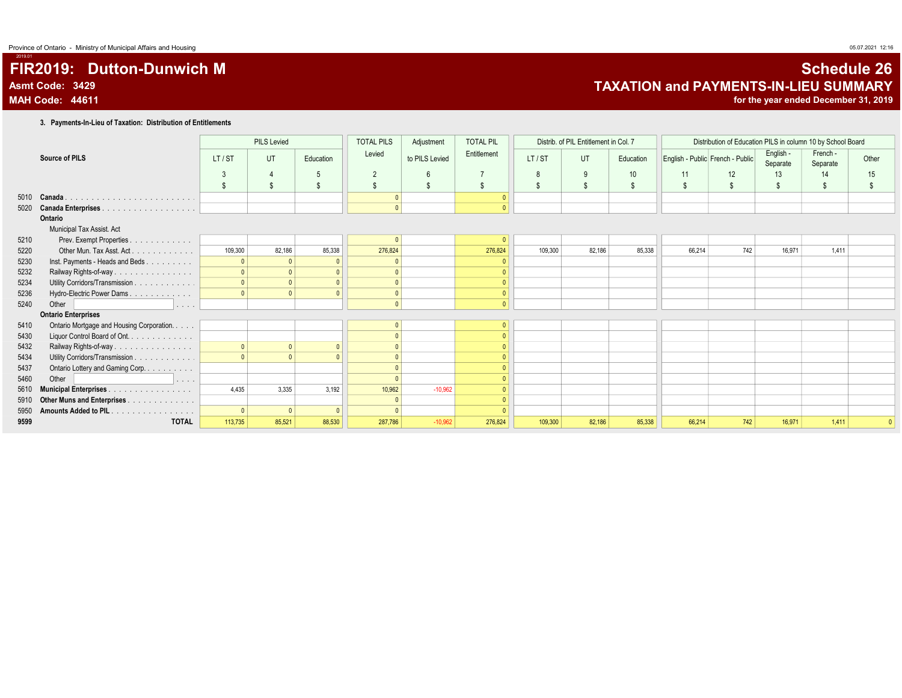Province of Ontario - Ministry of Municipal Affairs and Housing

# FIR2019: Dutton-Dunwich M

**Asmt Code: 3429**
**MAH Code: 44611**

## Schedule 26
## TAXATION and PAYMENTS-IN-LIEU SUMMARY
**for the year ended December 31, 2019**

### 3. Payments-In-Lieu of Taxation: Distribution of Entitlements

| | Source of PILS | PILS Levied | | | TOTAL PILS Levied | Adjustment to PILS Levied | TOTAL PIL Entitlement | Distrib. of PIL Entitlement in Col. 7 | | | Distribution of Education PILS in column 10 by School Board | | | | |
|---|---|---|---|---|---|---|---|---|---|---|---|---|---|---|---|
| | | LT / ST | UT | Education | | | | LT / ST | UT | Education | English - Public | French - Public | English - Separate | French - Separate | Other |
| | | 3 | 4 | 5 | 2 | 6 | 7 | 8 | 9 | 10 | 11 | 12 | 13 | 14 | 15 |
| | | $ | $ | $ | $ | $ | $ | $ | $ | $ | $ | $ | $ | $ | $ |
| 5010 | **Canada** | | | | 0 | | 0 | | | | | | | | |
| 5020 | **Canada Enterprises** | | | | 0 | | 0 | | | | | | | | |
| | **Ontario** | | | | | | | | | | | | | | |
| | Municipal Tax Assist. Act | | | | | | | | | | | | | | |
| 5210 | Prev. Exempt Properties | | | | 0 | | 0 | | | | | | | | |
| 5220 | Other Mun. Tax Asst. Act | 109,300 | 82,186 | 85,338 | 276,824 | | 276,824 | 109,300 | 82,186 | 85,338 | 66,214 | 742 | 16,971 | 1,411 | |
| 5230 | Inst. Payments - Heads and Beds | 0 | 0 | 0 | 0 | | 0 | | | | | | | | |
| 5232 | Railway Rights-of-way | 0 | 0 | 0 | 0 | | 0 | | | | | | | | |
| 5234 | Utility Corridors/Transmission | 0 | 0 | 0 | 0 | | 0 | | | | | | | | |
| 5236 | Hydro-Electric Power Dams | 0 | 0 | 0 | 0 | | 0 | | | | | | | | |
| 5240 | Other | | | | 0 | | 0 | | | | | | | | |
| | **Ontario Enterprises** | | | | | | | | | | | | | | |
| 5410 | Ontario Mortgage and Housing Corporation | | | | 0 | | 0 | | | | | | | | |
| 5430 | Liquor Control Board of Ont. | | | | 0 | | 0 | | | | | | | | |
| 5432 | Railway Rights-of-way | 0 | 0 | 0 | 0 | | 0 | | | | | | | | |
| 5434 | Utility Corridors/Transmission | 0 | 0 | 0 | 0 | | 0 | | | | | | | | |
| 5437 | Ontario Lottery and Gaming Corp. | | | | 0 | | 0 | | | | | | | | |
| 5460 | Other | | | | 0 | | 0 | | | | | | | | |
| 5610 | **Municipal Enterprises** | 4,435 | 3,335 | 3,192 | 10,962 | -10,962 | 0 | | | | | | | | |
| 5910 | **Other Muns and Enterprises** | | | | 0 | | 0 | | | | | | | | |
| 5950 | **Amounts Added to PIL** | 0 | 0 | 0 | 0 | | 0 | | | | | | | | |
| **9599** | **TOTAL** | 113,735 | 85,521 | 88,530 | 287,786 | -10,962 | 276,824 | 109,300 | 82,186 | 85,338 | 66,214 | 742 | 16,971 | 1,411 | 0 |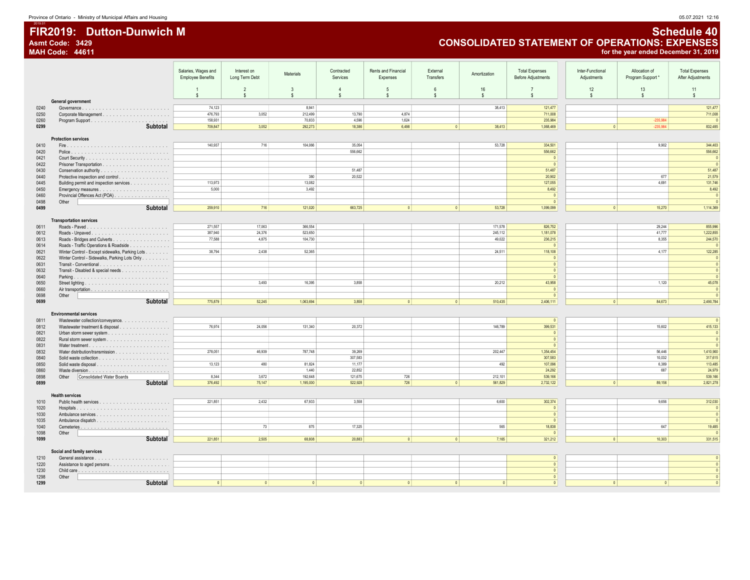Province of Ontario - Ministry of Municipal Affairs and Housing

# FIR2019: Dutton-Dunwich M

**Asmt Code: 3429**
**MAH Code: 44611**

## Schedule 40
## CONSOLIDATED STATEMENT OF OPERATIONS: EXPENSES
**for the year ended December 31, 2019**

| | | Salaries, Wages and Employee Benefits | Interest on Long Term Debt | Materials | Contracted Services | Rents and Financial Expenses | External Transfers | Amortization | Total Expenses Before Adjustments | Inter-Functional Adjustments | Allocation of Program Support * | Total Expenses After Adjustments |
|---|---|---|---|---|---|---|---|---|---|---|---|---|
| | | 1 | 2 | 3 | 4 | 5 | 6 | 16 | 7 | 12 | 13 | 11 |
| | | $ | $ | $ | $ | $ | $ | $ | $ | $ | $ | $ |
| | **General government** | | | | | | | | | | | |
| 0240 | Governance | 74,123 | | 8,941 | | | | 38,413 | 121,477 | | | 121,477 |
| 0250 | Corporate Management | 476,793 | 3,052 | 212,499 | 13,790 | 4,874 | | | 711,008 | | | 711,008 |
| 0260 | Program Support | 158,931 | | 70,833 | 4,596 | 1,624 | | | 235,984 | | -235,984 | 0 |
| **0299** | **Subtotal** | 709,847 | 3,052 | 292,273 | 18,386 | 6,498 | 0 | 38,413 | 1,068,469 | 0 | -235,984 | 832,485 |
| | **Protection services** | | | | | | | | | | | |
| 0410 | Fire | 140,937 | 716 | 104,066 | 35,054 | | | 53,728 | 334,501 | | 9,902 | 344,403 |
| 0420 | Police | | | | 556,662 | | | | 556,662 | | | 556,662 |
| 0421 | Court Security | | | | | | | | 0 | | | 0 |
| 0422 | Prisoner Transportation | | | | | | | | 0 | | | 0 |
| 0430 | Conservation authority | | | | 51,487 | | | | 51,487 | | | 51,487 |
| 0440 | Protective inspection and control | | | 380 | 20,522 | | | | 20,902 | | 677 | 21,579 |
| 0445 | Building permit and inspection services | 113,973 | | 13,082 | | | | | 127,055 | | 4,691 | 131,746 |
| 0450 | Emergency measures | 5,000 | | 3,492 | | | | | 8,492 | | | 8,492 |
| 0460 | Provincial Offences Act (POA) | | | | | | | | 0 | | | 0 |
| 0498 | Other | | | | | | | | 0 | | | 0 |
| **0499** | **Subtotal** | 259,910 | 716 | 121,020 | 663,725 | 0 | 0 | 53,728 | 1,099,099 | 0 | 15,270 | 1,114,369 |
| | **Transportation services** | | | | | | | | | | | |
| 0611 | Roads - Paved | 271,557 | 17,063 | 366,554 | | | | 171,578 | 826,752 | | 29,244 | 855,996 |
| 0612 | Roads - Unpaved | 387,940 | 24,376 | 523,650 | | | | 245,112 | 1,181,078 | | 41,777 | 1,222,855 |
| 0613 | Roads - Bridges and Culverts | 77,588 | 4,875 | 104,730 | | | | 49,022 | 236,215 | | 8,355 | 244,570 |
| 0614 | Roads - Traffic Operations & Roadside | | | | | | | | 0 | | | 0 |
| 0621 | Winter Control - Except sidewalks, Parking Lots | 38,794 | 2,438 | 52,365 | | | | 24,511 | 118,108 | | 4,177 | 122,285 |
| 0622 | Winter Control - Sidewalks, Parking Lots Only | | | | | | | | 0 | | | 0 |
| 0631 | Transit - Conventional | | | | | | | | 0 | | | 0 |
| 0632 | Transit - Disabled & special needs | | | | | | | | 0 | | | 0 |
| 0640 | Parking | | | | | | | | 0 | | | 0 |
| 0650 | Street lighting | | 3,493 | 16,395 | 3,858 | | | 20,212 | 43,958 | | 1,120 | 45,078 |
| 0660 | Air transportation | | | | | | | | 0 | | | 0 |
| 0698 | Other | | | | | | | | 0 | | | 0 |
| **0699** | **Subtotal** | 775,879 | 52,245 | 1,063,694 | 3,858 | 0 | 0 | 510,435 | 2,406,111 | 0 | 84,673 | 2,490,784 |
| | **Environmental services** | | | | | | | | | | | |
| 0811 | Wastewater collection/conveyance | | | | | | | | 0 | | | 0 |
| 0812 | Wastewater treatment & disposal | 76,974 | 24,056 | 131,340 | 20,372 | | | 146,789 | 399,531 | | 15,602 | 415,133 |
| 0821 | Urban storm sewer system | | | | | | | | 0 | | | 0 |
| 0822 | Rural storm sewer system | | | | | | | | 0 | | | 0 |
| 0831 | Water treatment | | | | | | | | 0 | | | 0 |
| 0832 | Water distribution/transmission | 278,051 | 46,939 | 787,748 | 39,269 | | | 202,447 | 1,354,454 | | 56,446 | 1,410,900 |
| 0840 | Solid waste collection | | | | 307,583 | | | | 307,583 | | 10,032 | 317,615 |
| 0850 | Solid waste disposal | 13,123 | 480 | 81,824 | 11,177 | | | 492 | 107,096 | | 6,389 | 113,485 |
| 0860 | Waste diversion | | | 1,440 | 22,852 | | | | 24,292 | | 687 | 24,979 |
| 0898 | Other: Consolidated Water Boards | 8,344 | 3,672 | 192,648 | 121,675 | 726 | | 212,101 | 539,166 | | | 539,166 |
| **0899** | **Subtotal** | 376,492 | 75,147 | 1,195,000 | 522,928 | 726 | 0 | 561,829 | 2,732,122 | 0 | 89,156 | 2,821,278 |
| | **Health services** | | | | | | | | | | | |
| 1010 | Public health services | 221,851 | 2,432 | 67,933 | 3,558 | | | 6,600 | 302,374 | | 9,656 | 312,030 |
| 1020 | Hospitals | | | | | | | | 0 | | | 0 |
| 1030 | Ambulance services | | | | | | | | 0 | | | 0 |
| 1035 | Ambulance dispatch | | | | | | | | 0 | | | 0 |
| 1040 | Cemeteries | | 73 | 875 | 17,325 | | | 565 | 18,838 | | 647 | 19,485 |
| 1098 | Other | | | | | | | | 0 | | | 0 |
| **1099** | **Subtotal** | 221,851 | 2,505 | 68,808 | 20,883 | 0 | 0 | 7,165 | 321,212 | 0 | 10,303 | 331,515 |
| | **Social and family services** | | | | | | | | | | | |
| 1210 | General assistance | | | | | | | | 0 | | | 0 |
| 1220 | Assistance to aged persons | | | | | | | | 0 | | | 0 |
| 1230 | Child care | | | | | | | | 0 | | | 0 |
| 1298 | Other | | | | | | | | 0 | | | 0 |
| **1299** | **Subtotal** | 0 | 0 | 0 | 0 | 0 | 0 | 0 | 0 | 0 | 0 | 0 |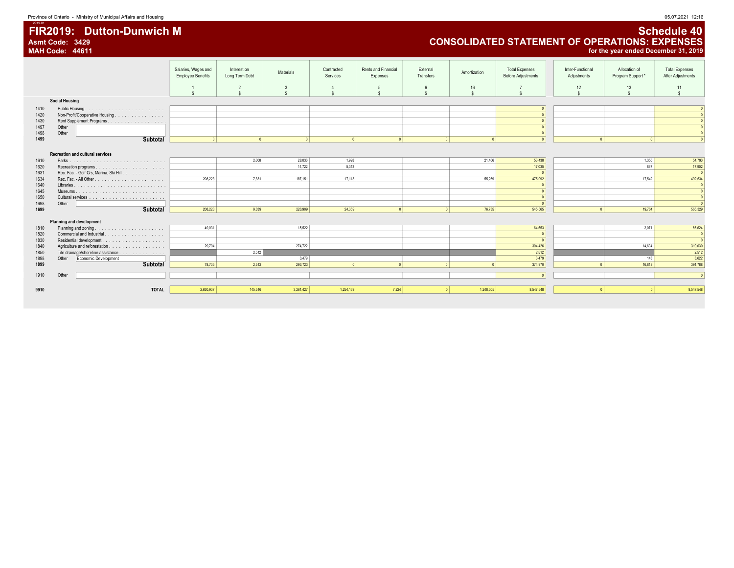Province of Ontario - Ministry of Municipal Affairs and Housing

# FIR2019: Dutton-Dunwich M

**Asmt Code: 3429**
**MAH Code: 44611**

## Schedule 40
## CONSOLIDATED STATEMENT OF OPERATIONS: EXPENSES
**for the year ended December 31, 2019**

| | | Salaries, Wages and Employee Benefits<br>1<br>$ | Interest on Long Term Debt<br>2<br>$ | Materials<br>3<br>$ | Contracted Services<br>4<br>$ | Rents and Financial Expenses<br>5<br>$ | External Transfers<br>6<br>$ | Amortization<br>16<br>$ | Total Expenses Before Adjustments<br>7<br>$ | Inter-Functional Adjustments<br>12<br>$ | Allocation of Program Support *<br>13<br>$ | Total Expenses After Adjustments<br>11<br>$ |
|---|---|---|---|---|---|---|---|---|---|---|---|---|
| | **Social Housing** | | | | | | | | | | | |
| 1410 | Public Housing | | | | | | | | 0 | | | 0 |
| 1420 | Non-Profit/Cooperative Housing | | | | | | | | 0 | | | 0 |
| 1430 | Rent Supplement Programs | | | | | | | | 0 | | | 0 |
| 1497 | Other | | | | | | | | 0 | | | 0 |
| 1498 | Other | | | | | | | | 0 | | | 0 |
| **1499** | **Subtotal** | 0 | 0 | 0 | 0 | 0 | 0 | 0 | 0 | 0 | 0 | 0 |
| | **Recreation and cultural services** | | | | | | | | | | | |
| 1610 | Parks | | 2,008 | 28,036 | 1,928 | | | 21,466 | 53,438 | | 1,355 | 54,793 |
| 1620 | Recreation programs | | | 11,722 | 5,313 | | | | 17,035 | | 867 | 17,902 |
| 1631 | Rec. Fac. - Golf Crs, Marina, Ski Hill | | | | | | | | 0 | | | 0 |
| 1634 | Rec. Fac. - All Other | 208,223 | 7,331 | 187,151 | 17,118 | | | 55,269 | 475,092 | | 17,542 | 492,634 |
| 1640 | Libraries | | | | | | | | 0 | | | 0 |
| 1645 | Museums | | | | | | | | 0 | | | 0 |
| 1650 | Cultural services | | | | | | | | 0 | | | 0 |
| 1698 | Other | | | | | | | | 0 | | | 0 |
| **1699** | **Subtotal** | 208,223 | 9,339 | 226,909 | 24,359 | 0 | 0 | 76,735 | 545,565 | 0 | 19,764 | 565,329 |
| | **Planning and development** | | | | | | | | | | | |
| 1810 | Planning and zoning | 49,031 | | 15,522 | | | | | 64,553 | | 2,071 | 66,624 |
| 1820 | Commercial and Industrial | | | | | | | | 0 | | | 0 |
| 1830 | Residential development | | | | | | | | 0 | | | 0 |
| 1840 | Agriculture and reforestation | 29,704 | | 274,722 | | | | | 304,426 | | 14,604 | 319,030 |
| 1850 | Tile drainage/shoreline assistance | | 2,512 | | | | | | 2,512 | | | 2,512 |
| 1898 | Other Economic Development | | | 3,479 | | | | | 3,479 | | 143 | 3,622 |
| **1899** | **Subtotal** | 78,735 | 2,512 | 293,723 | 0 | 0 | 0 | 0 | 374,970 | 0 | 16,818 | 391,788 |
| 1910 | Other | | | | | | | | 0 | | | 0 |
| **9910** | **TOTAL** | 2,630,937 | 145,516 | 3,261,427 | 1,254,139 | 7,224 | 0 | 1,248,305 | 8,547,548 | 0 | 0 | 8,547,548 |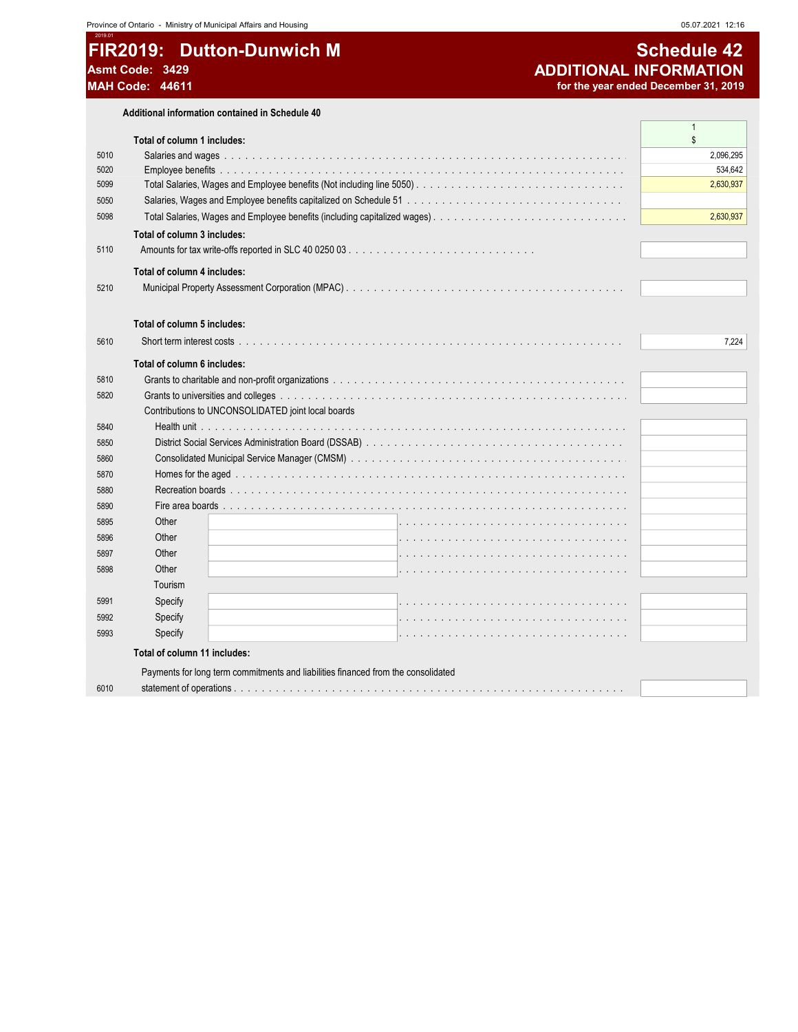# FIR2019: Dutton-Dunwich M

**Asmt Code: 3429**

**MAH Code: 44611**

## Schedule 42
## ADDITIONAL INFORMATION
**for the year ended December 31, 2019**

### Additional information contained in Schedule 40

| Line | Description | 1 $ |
|---|---|---|
| | **Total of column 1 includes:** | |
| 5010 | Salaries and wages | 2,096,295 |
| 5020 | Employee benefits | 534,642 |
| 5099 | Total Salaries, Wages and Employee benefits (Not including line 5050) | 2,630,937 |
| 5050 | Salaries, Wages and Employee benefits capitalized on Schedule 51 | |
| 5098 | Total Salaries, Wages and Employee benefits (including capitalized wages) | 2,630,937 |
| | **Total of column 3 includes:** | |
| 5110 | Amounts for tax write-offs reported in SLC 40 0250 03 | |
| | **Total of column 4 includes:** | |
| 5210 | Municipal Property Assessment Corporation (MPAC) | |
| | **Total of column 5 includes:** | |
| 5610 | Short term interest costs | 7,224 |
| | **Total of column 6 includes:** | |
| 5810 | Grants to charitable and non-profit organizations | |
| 5820 | Grants to universities and colleges | |
| | Contributions to UNCONSOLIDATED joint local boards | |
| 5840 | Health unit | |
| 5850 | District Social Services Administration Board (DSSAB) | |
| 5860 | Consolidated Municipal Service Manager (CMSM) | |
| 5870 | Homes for the aged | |
| 5880 | Recreation boards | |
| 5890 | Fire area boards | |
| 5895 | Other | |
| 5896 | Other | |
| 5897 | Other | |
| 5898 | Other | |
| | Tourism | |
| 5991 | Specify | |
| 5992 | Specify | |
| 5993 | Specify | |
| | **Total of column 11 includes:** | |
| 6010 | Payments for long term commitments and liabilities financed from the consolidated statement of operations | |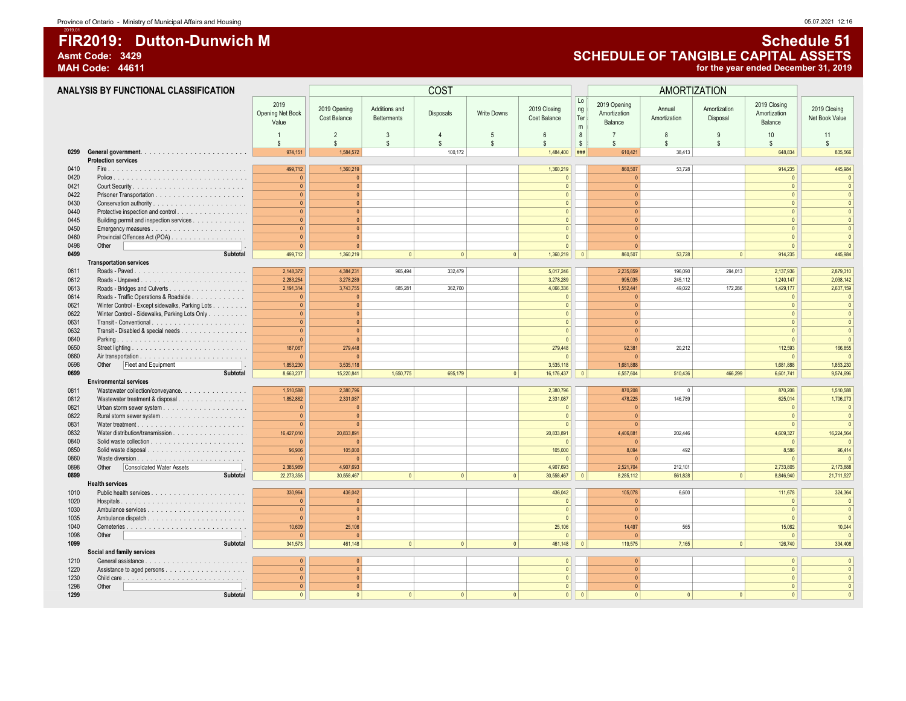Province of Ontario - Ministry of Municipal Affairs and Housing

# FIR2019: Dutton-Dunwich M

**Asmt Code: 3429**
**MAH Code: 44611**

## Schedule 51
## SCHEDULE OF TANGIBLE CAPITAL ASSETS
**for the year ended December 31, 2019**

### ANALYSIS BY FUNCTIONAL CLASSIFICATION

| | | | COST | | | | | | AMORTIZATION | | | | |
|---|---|---|---|---|---|---|---|---|---|---|---|---|---|
| | | 2019 Opening Net Book Value | 2019 Opening Cost Balance | Additions and Betterments | Disposals | Write Downs | 2019 Closing Cost Balance | Long Term | 2019 Opening Amortization Balance | Annual Amortization | Amortization Disposal | 2019 Closing Amortization Balance | 2019 Closing Net Book Value |
| | | 1 | 2 | 3 | 4 | 5 | 6 | 8 | 7 | 8 | 9 | 10 | 11 |
| | | $ | $ | $ | $ | $ | $ | $ | $ | $ | $ | $ | $ |
| 0299 | **General government** | 974,151 | 1,584,572 | | 100,172 | | 1,484,400 | ### | 610,421 | 38,413 | | 648,834 | 835,566 |
| | **Protection services** | | | | | | | | | | | | |
| 0410 | Fire | 499,712 | 1,360,219 | | | | 1,360,219 | | 860,507 | 53,728 | | 914,235 | 445,984 |
| 0420 | Police | 0 | 0 | | | | 0 | | 0 | | | 0 | 0 |
| 0421 | Court Security | 0 | 0 | | | | 0 | | 0 | | | 0 | 0 |
| 0422 | Prisoner Transportation | 0 | 0 | | | | 0 | | 0 | | | 0 | 0 |
| 0430 | Conservation authority | 0 | 0 | | | | 0 | | 0 | | | 0 | 0 |
| 0440 | Protective inspection and control | 0 | 0 | | | | 0 | | 0 | | | 0 | 0 |
| 0445 | Building permit and inspection services | 0 | 0 | | | | 0 | | 0 | | | 0 | 0 |
| 0450 | Emergency measures | 0 | 0 | | | | 0 | | 0 | | | 0 | 0 |
| 0460 | Provincial Offences Act (POA) | 0 | 0 | | | | 0 | | 0 | | | 0 | 0 |
| 0498 | Other | 0 | 0 | | | | 0 | | 0 | | | 0 | 0 |
| 0499 | **Subtotal** | 499,712 | 1,360,219 | 0 | 0 | 0 | 1,360,219 | 0 | 860,507 | 53,728 | 0 | 914,235 | 445,984 |
| | **Transportation services** | | | | | | | | | | | | |
| 0611 | Roads - Paved | 2,148,372 | 4,384,231 | 965,494 | 332,479 | | 5,017,246 | | 2,235,859 | 196,090 | 294,013 | 2,137,936 | 2,879,310 |
| 0612 | Roads - Unpaved | 2,283,254 | 3,278,289 | | | | 3,278,289 | | 995,035 | 245,112 | | 1,240,147 | 2,038,142 |
| 0613 | Roads - Bridges and Culverts | 2,191,314 | 3,743,755 | 685,281 | 362,700 | | 4,066,336 | | 1,552,441 | 49,022 | 172,286 | 1,429,177 | 2,637,159 |
| 0614 | Roads - Traffic Operations & Roadside | 0 | 0 | | | | 0 | | 0 | | | 0 | 0 |
| 0621 | Winter Control - Except sidewalks, Parking Lots | 0 | 0 | | | | 0 | | 0 | | | 0 | 0 |
| 0622 | Winter Control - Sidewalks, Parking Lots Only | 0 | 0 | | | | 0 | | 0 | | | 0 | 0 |
| 0631 | Transit - Conventional | 0 | 0 | | | | 0 | | 0 | | | 0 | 0 |
| 0632 | Transit - Disabled & special needs | 0 | 0 | | | | 0 | | 0 | | | 0 | 0 |
| 0640 | Parking | 0 | 0 | | | | 0 | | 0 | | | 0 | 0 |
| 0650 | Street lighting | 187,067 | 279,448 | | | | 279,448 | | 92,381 | 20,212 | | 112,593 | 166,855 |
| 0660 | Air transportation | 0 | 0 | | | | 0 | | 0 | | | 0 | 0 |
| 0698 | Other: Fleet and Equipment | 1,853,230 | 3,535,118 | | | | 3,535,118 | | 1,681,888 | | | 1,681,888 | 1,853,230 |
| 0699 | **Subtotal** | 8,663,237 | 15,220,841 | 1,650,775 | 695,179 | 0 | 16,176,437 | 0 | 6,557,604 | 510,436 | 466,299 | 6,601,741 | 9,574,696 |
| | **Environmental services** | | | | | | | | | | | | |
| 0811 | Wastewater collection/conveyance | 1,510,588 | 2,380,796 | | | | 2,380,796 | | 870,208 | 0 | | 870,208 | 1,510,588 |
| 0812 | Wastewater treatment & disposal | 1,852,862 | 2,331,087 | | | | 2,331,087 | | 478,225 | 146,789 | | 625,014 | 1,706,073 |
| 0821 | Urban storm sewer system | 0 | 0 | | | | 0 | | 0 | | | 0 | 0 |
| 0822 | Rural storm sewer system | 0 | 0 | | | | 0 | | 0 | | | 0 | 0 |
| 0831 | Water treatment | 0 | 0 | | | | 0 | | 0 | | | 0 | 0 |
| 0832 | Water distribution/transmission | 16,427,010 | 20,833,891 | | | | 20,833,891 | | 4,406,881 | 202,446 | | 4,609,327 | 16,224,564 |
| 0840 | Solid waste collection | 0 | 0 | | | | 0 | | 0 | | | 0 | 0 |
| 0850 | Solid waste disposal | 96,906 | 105,000 | | | | 105,000 | | 8,094 | 492 | | 8,586 | 96,414 |
| 0860 | Waste diversion | 0 | 0 | | | | 0 | | 0 | | | 0 | 0 |
| 0898 | Other: Consolidated Water Assets | 2,385,989 | 4,907,693 | | | | 4,907,693 | | 2,521,704 | 212,101 | | 2,733,805 | 2,173,888 |
| 0899 | **Subtotal** | 22,273,355 | 30,558,467 | 0 | 0 | 0 | 30,558,467 | 0 | 8,285,112 | 561,828 | 0 | 8,846,940 | 21,711,527 |
| | **Health services** | | | | | | | | | | | | |
| 1010 | Public health services | 330,964 | 436,042 | | | | 436,042 | | 105,078 | 6,600 | | 111,678 | 324,364 |
| 1020 | Hospitals | 0 | 0 | | | | 0 | | 0 | | | 0 | 0 |
| 1030 | Ambulance services | 0 | 0 | | | | 0 | | 0 | | | 0 | 0 |
| 1035 | Ambulance dispatch | 0 | 0 | | | | 0 | | 0 | | | 0 | 0 |
| 1040 | Cemeteries | 10,609 | 25,106 | | | | 25,106 | | 14,497 | 565 | | 15,062 | 10,044 |
| 1098 | Other | 0 | 0 | | | | 0 | | 0 | | | 0 | 0 |
| 1099 | **Subtotal** | 341,573 | 461,148 | 0 | 0 | 0 | 461,148 | 0 | 119,575 | 7,165 | 0 | 126,740 | 334,408 |
| | **Social and family services** | | | | | | | | | | | | |
| 1210 | General assistance | 0 | 0 | | | | 0 | | 0 | | | 0 | 0 |
| 1220 | Assistance to aged persons | 0 | 0 | | | | 0 | | 0 | | | 0 | 0 |
| 1230 | Child care | 0 | 0 | | | | 0 | | 0 | | | 0 | 0 |
| 1298 | Other | 0 | 0 | | | | 0 | | 0 | | | 0 | 0 |
| 1299 | **Subtotal** | 0 | 0 | 0 | 0 | 0 | 0 | 0 | 0 | 0 | 0 | 0 | 0 |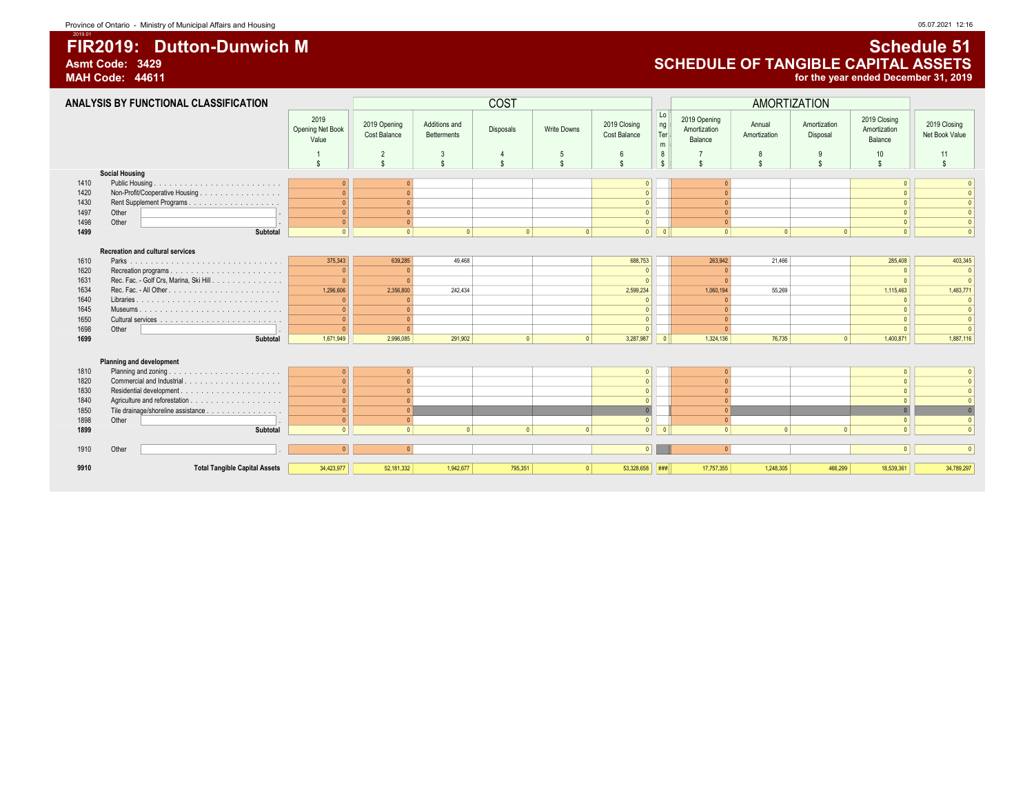Province of Ontario - Ministry of Municipal Affairs and Housing

2019.01

# FIR2019: Dutton-Dunwich M

**Asmt Code: 3429**

**MAH Code: 44611**

# Schedule 51

## SCHEDULE OF TANGIBLE CAPITAL ASSETS

**for the year ended December 31, 2019**

### ANALYSIS BY FUNCTIONAL CLASSIFICATION

| | | 2019 Opening Net Book Value | COST | | | | | | AMORTIZATION | | | | |
|---|---|---|---|---|---|---|---|---|---|---|---|---|---|
| | | | 2019 Opening Cost Balance | Additions and Betterments | Disposals | Write Downs | 2019 Closing Cost Balance | Long Term | 2019 Opening Amortization Balance | Annual Amortization | Amortization Disposal | 2019 Closing Amortization Balance | 2019 Closing Net Book Value |
| | | 1 | 2 | 3 | 4 | 5 | 6 | 8 | 7 | 8 | 9 | 10 | 11 |
| | | $ | $ | $ | $ | $ | $ | $ | $ | $ | $ | $ | $ |
| | **Social Housing** | | | | | | | | | | | | |
| 1410 | Public Housing | 0 | 0 | | | | 0 | | 0 | | | 0 | 0 |
| 1420 | Non-Profit/Cooperative Housing | 0 | 0 | | | | 0 | | 0 | | | 0 | 0 |
| 1430 | Rent Supplement Programs | 0 | 0 | | | | 0 | | 0 | | | 0 | 0 |
| 1497 | Other | 0 | 0 | | | | 0 | | 0 | | | 0 | 0 |
| 1498 | Other | 0 | 0 | | | | 0 | | 0 | | | 0 | 0 |
| **1499** | **Subtotal** | 0 | 0 | 0 | 0 | 0 | 0 | 0 | 0 | 0 | 0 | 0 | 0 |
| | **Recreation and cultural services** | | | | | | | | | | | | |
| 1610 | Parks | 375,343 | 639,285 | 49,468 | | | 688,753 | | 263,942 | 21,466 | | 285,408 | 403,345 |
| 1620 | Recreation programs | 0 | 0 | | | | 0 | | 0 | | | 0 | 0 |
| 1631 | Rec. Fac. - Golf Crs, Marina, Ski Hill | 0 | 0 | | | | 0 | | 0 | | | 0 | 0 |
| 1634 | Rec. Fac. - All Other | 1,296,606 | 2,356,800 | 242,434 | | | 2,599,234 | | 1,060,194 | 55,269 | | 1,115,463 | 1,483,771 |
| 1640 | Libraries | 0 | 0 | | | | 0 | | 0 | | | 0 | 0 |
| 1645 | Museums | 0 | 0 | | | | 0 | | 0 | | | 0 | 0 |
| 1650 | Cultural services | 0 | 0 | | | | 0 | | 0 | | | 0 | 0 |
| 1698 | Other | 0 | 0 | | | | 0 | | 0 | | | 0 | 0 |
| **1699** | **Subtotal** | 1,671,949 | 2,996,085 | 291,902 | 0 | 0 | 3,287,987 | 0 | 1,324,136 | 76,735 | 0 | 1,400,871 | 1,887,116 |
| | **Planning and development** | | | | | | | | | | | | |
| 1810 | Planning and zoning | 0 | 0 | | | | 0 | | 0 | | | 0 | 0 |
| 1820 | Commercial and Industrial | 0 | 0 | | | | 0 | | 0 | | | 0 | 0 |
| 1830 | Residential development | 0 | 0 | | | | 0 | | 0 | | | 0 | 0 |
| 1840 | Agriculture and reforestation | 0 | 0 | | | | 0 | | 0 | | | 0 | 0 |
| 1850 | Tile drainage/shoreline assistance | 0 | 0 | | | | 0 | | 0 | | | 0 | 0 |
| 1898 | Other | 0 | 0 | | | | 0 | | 0 | | | 0 | 0 |
| **1899** | **Subtotal** | 0 | 0 | 0 | 0 | 0 | 0 | 0 | 0 | 0 | 0 | 0 | 0 |
| 1910 | Other | 0 | 0 | | | | 0 | | 0 | | | 0 | 0 |
| **9910** | **Total Tangible Capital Assets** | 34,423,977 | 52,181,332 | 1,942,677 | 795,351 | 0 | 53,328,658 | ### | 17,757,355 | 1,248,305 | 466,299 | 18,539,361 | 34,789,297 |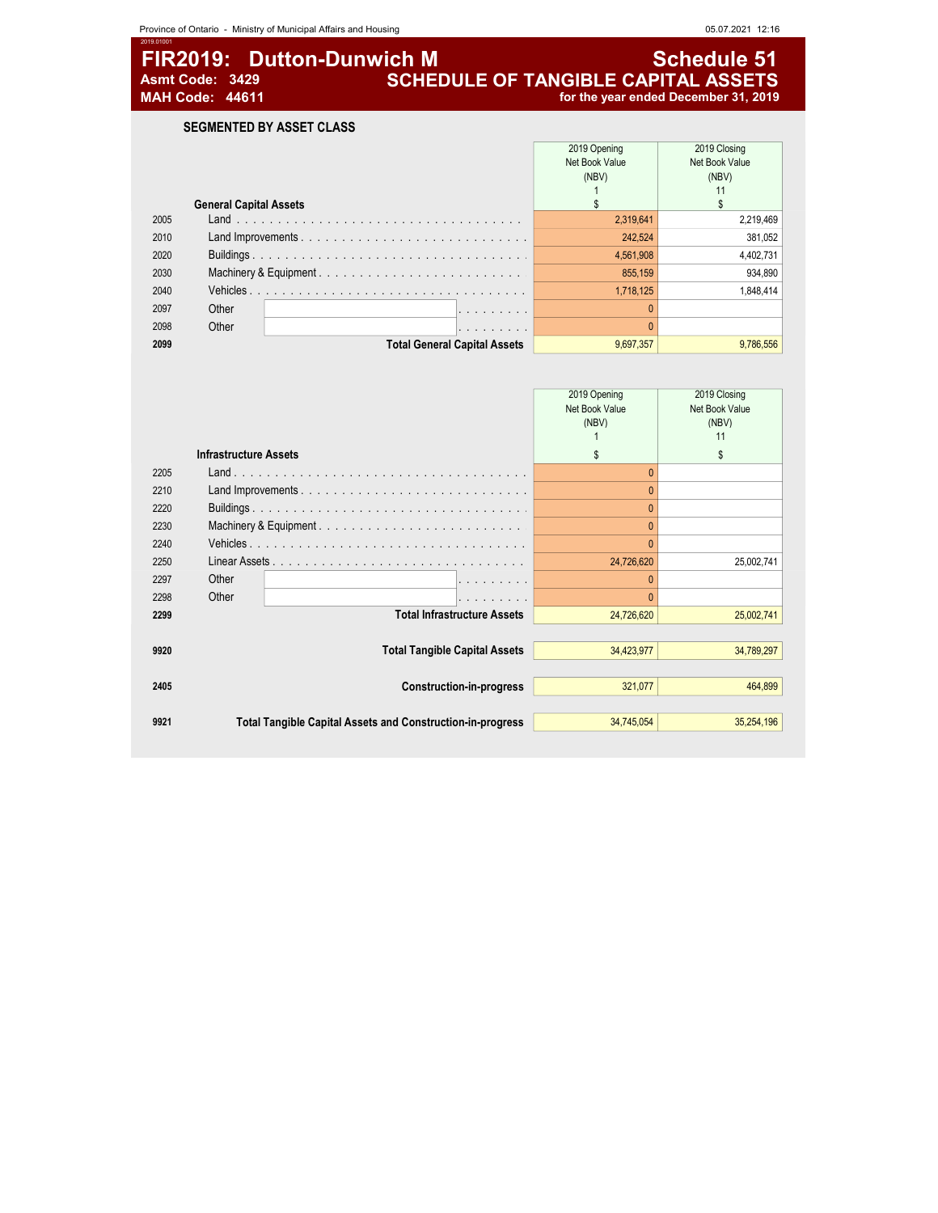# FIR2019: Dutton-Dunwich M

**Asmt Code: 3429**
**MAH Code: 44611**

## Schedule 51
## SCHEDULE OF TANGIBLE CAPITAL ASSETS
**for the year ended December 31, 2019**

### SEGMENTED BY ASSET CLASS

| | General Capital Assets | 2019 Opening Net Book Value (NBV) 1 $ | 2019 Closing Net Book Value (NBV) 11 $ |
|---|---|---|---|
| 2005 | Land | 2,319,641 | 2,219,469 |
| 2010 | Land Improvements | 242,524 | 381,052 |
| 2020 | Buildings | 4,561,908 | 4,402,731 |
| 2030 | Machinery & Equipment | 855,159 | 934,890 |
| 2040 | Vehicles | 1,718,125 | 1,848,414 |
| 2097 | Other | 0 | |
| 2098 | Other | 0 | |
| **2099** | **Total General Capital Assets** | 9,697,357 | 9,786,556 |

| | Infrastructure Assets | 2019 Opening Net Book Value (NBV) 1 $ | 2019 Closing Net Book Value (NBV) 11 $ |
|---|---|---|---|
| 2205 | Land | 0 | |
| 2210 | Land Improvements | 0 | |
| 2220 | Buildings | 0 | |
| 2230 | Machinery & Equipment | 0 | |
| 2240 | Vehicles | 0 | |
| 2250 | Linear Assets | 24,726,620 | 25,002,741 |
| 2297 | Other | 0 | |
| 2298 | Other | 0 | |
| **2299** | **Total Infrastructure Assets** | 24,726,620 | 25,002,741 |
| **9920** | **Total Tangible Capital Assets** | 34,423,977 | 34,789,297 |
| **2405** | **Construction-in-progress** | 321,077 | 464,899 |
| **9921** | **Total Tangible Capital Assets and Construction-in-progress** | 34,745,054 | 35,254,196 |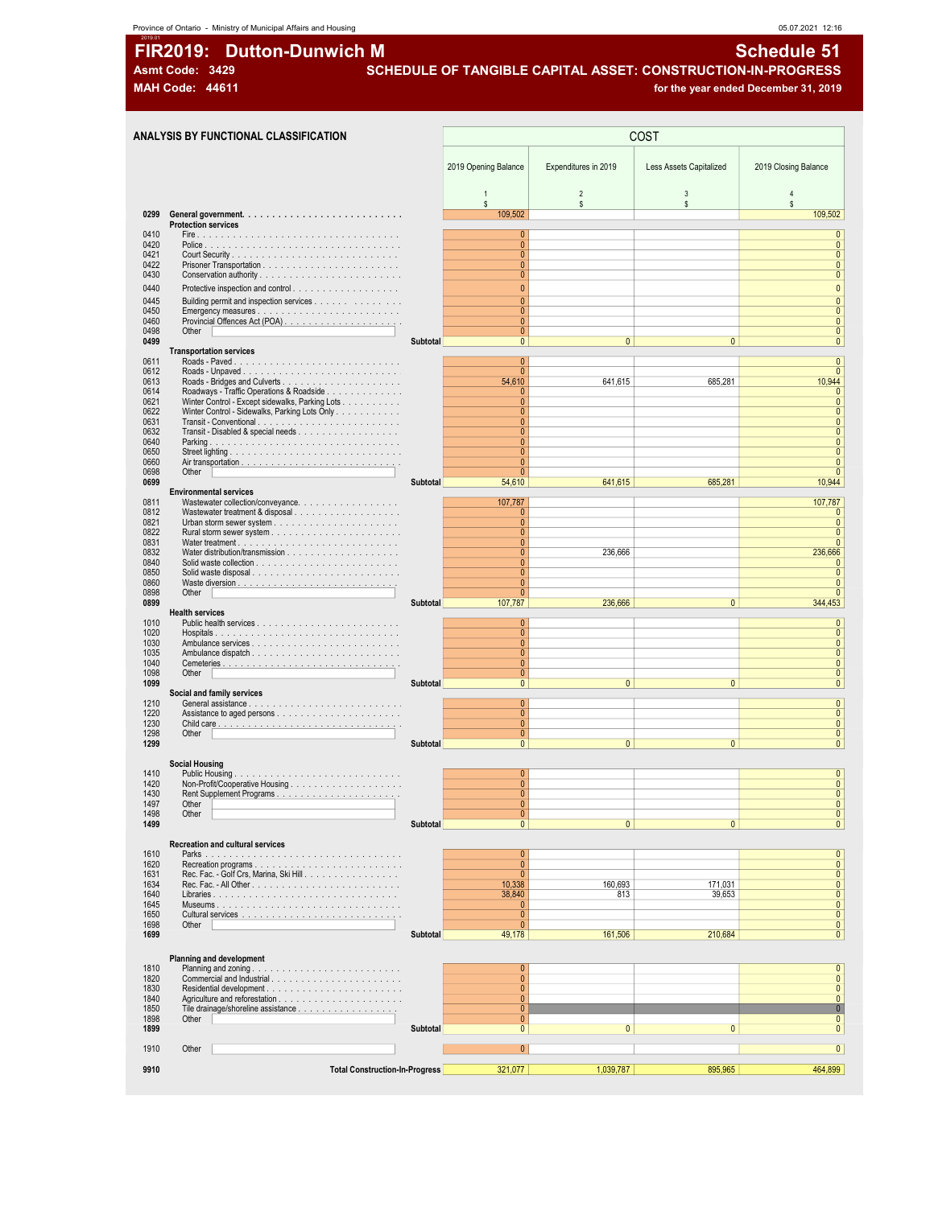Province of Ontario - Ministry of Municipal Affairs and Housing

05.07.2021 12:16

# FIR2019: Dutton-Dunwich M

# Schedule 51

**Asmt Code: 3429**

**MAH Code: 44611**

## SCHEDULE OF TANGIBLE CAPITAL ASSET: CONSTRUCTION-IN-PROGRESS

**for the year ended December 31, 2019**

### ANALYSIS BY FUNCTIONAL CLASSIFICATION

| | | COST | | | |
|---|---|---|---|---|---|
| | | 2019 Opening Balance | Expenditures in 2019 | Less Assets Capitalized | 2019 Closing Balance |
| | | 1 | 2 | 3 | 4 |
| | | $ | $ | $ | $ |
| 0299 | **General government** | 109,502 | | | 109,502 |
| | **Protection services** | | | | |
| 0410 | Fire | 0 | | | 0 |
| 0420 | Police | 0 | | | 0 |
| 0421 | Court Security | 0 | | | 0 |
| 0422 | Prisoner Transportation | 0 | | | 0 |
| 0430 | Conservation authority | 0 | | | 0 |
| 0440 | Protective inspection and control | 0 | | | 0 |
| 0445 | Building permit and inspection services | 0 | | | 0 |
| 0450 | Emergency measures | 0 | | | 0 |
| 0460 | Provincial Offences Act (POA) | 0 | | | 0 |
| 0498 | Other | 0 | | | 0 |
| 0499 | **Subtotal** | 0 | 0 | 0 | 0 |
| | **Transportation services** | | | | |
| 0611 | Roads - Paved | 0 | | | 0 |
| 0612 | Roads - Unpaved | 0 | | | 0 |
| 0613 | Roads - Bridges and Culverts | 54,610 | 641,615 | 685,281 | 10,944 |
| 0614 | Roadways - Traffic Operations & Roadside | 0 | | | 0 |
| 0621 | Winter Control - Except sidewalks, Parking Lots | 0 | | | 0 |
| 0622 | Winter Control - Sidewalks, Parking Lots Only | 0 | | | 0 |
| 0631 | Transit - Conventional | 0 | | | 0 |
| 0632 | Transit - Disabled & special needs | 0 | | | 0 |
| 0640 | Parking | 0 | | | 0 |
| 0650 | Street lighting | 0 | | | 0 |
| 0660 | Air transportation | 0 | | | 0 |
| 0698 | Other | 0 | | | 0 |
| 0699 | **Subtotal** | 54,610 | 641,615 | 685,281 | 10,944 |
| | **Environmental services** | | | | |
| 0811 | Wastewater collection/conveyance | 107,787 | | | 107,787 |
| 0812 | Wastewater treatment & disposal | 0 | | | 0 |
| 0821 | Urban storm sewer system | 0 | | | 0 |
| 0822 | Rural storm sewer system | 0 | | | 0 |
| 0831 | Water treatment | 0 | | | 0 |
| 0832 | Water distribution/transmission | 0 | 236,666 | | 236,666 |
| 0840 | Solid waste collection | 0 | | | 0 |
| 0850 | Solid waste disposal | 0 | | | 0 |
| 0860 | Waste diversion | 0 | | | 0 |
| 0898 | Other | 0 | | | 0 |
| 0899 | **Subtotal** | 107,787 | 236,666 | 0 | 344,453 |
| | **Health services** | | | | |
| 1010 | Public health services | 0 | | | 0 |
| 1020 | Hospitals | 0 | | | 0 |
| 1030 | Ambulance services | 0 | | | 0 |
| 1035 | Ambulance dispatch | 0 | | | 0 |
| 1040 | Cemeteries | 0 | | | 0 |
| 1098 | Other | 0 | | | 0 |
| 1099 | **Subtotal** | 0 | 0 | 0 | 0 |
| | **Social and family services** | | | | |
| 1210 | General assistance | 0 | | | 0 |
| 1220 | Assistance to aged persons | 0 | | | 0 |
| 1230 | Child care | 0 | | | 0 |
| 1298 | Other | 0 | | | 0 |
| 1299 | **Subtotal** | 0 | 0 | 0 | 0 |
| | **Social Housing** | | | | |
| 1410 | Public Housing | 0 | | | 0 |
| 1420 | Non-Profit/Cooperative Housing | 0 | | | 0 |
| 1430 | Rent Supplement Programs | 0 | | | 0 |
| 1497 | Other | 0 | | | 0 |
| 1498 | Other | 0 | | | 0 |
| 1499 | **Subtotal** | 0 | 0 | 0 | 0 |
| | **Recreation and cultural services** | | | | |
| 1610 | Parks | 0 | | | 0 |
| 1620 | Recreation programs | 0 | | | 0 |
| 1631 | Rec. Fac. - Golf Crs, Marina, Ski Hill | 0 | | | 0 |
| 1634 | Rec. Fac. - All Other | 10,338 | 160,693 | 171,031 | 0 |
| 1640 | Libraries | 38,840 | 813 | 39,653 | 0 |
| 1645 | Museums | 0 | | | 0 |
| 1650 | Cultural services | 0 | | | 0 |
| 1698 | Other | 0 | | | 0 |
| 1699 | **Subtotal** | 49,178 | 161,506 | 210,684 | 0 |
| | **Planning and development** | | | | |
| 1810 | Planning and zoning | 0 | | | 0 |
| 1820 | Commercial and Industrial | 0 | | | 0 |
| 1830 | Residential development | 0 | | | 0 |
| 1840 | Agriculture and reforestation | 0 | | | 0 |
| 1850 | Tile drainage/shoreline assistance | 0 | | | 0 |
| 1898 | Other | 0 | | | 0 |
| 1899 | **Subtotal** | 0 | 0 | 0 | 0 |
| 1910 | Other | 0 | | | 0 |
| 9910 | **Total Construction-In-Progress** | 321,077 | 1,039,787 | 895,965 | 464,899 |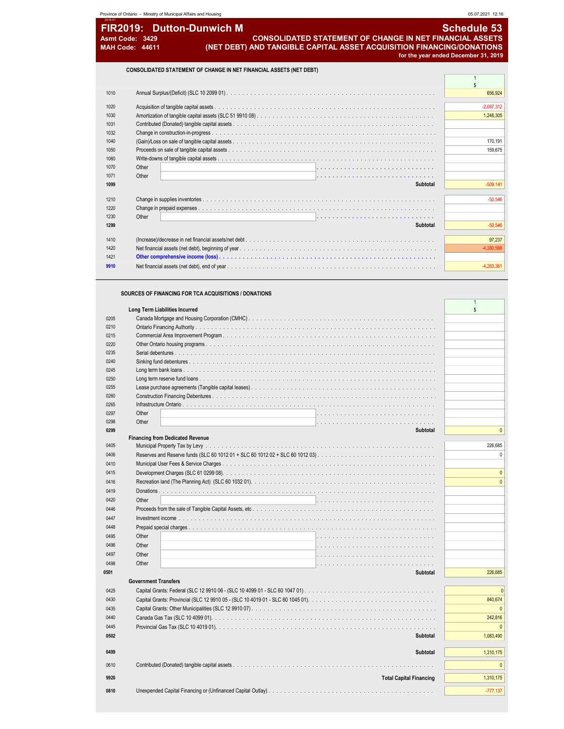# FIR2019: Dutton-Dunwich M

**Asmt Code: 3429**
**MAH Code: 44611**

## Schedule 53

### CONSOLIDATED STATEMENT OF CHANGE IN NET FINANCIAL ASSETS (NET DEBT) AND TANGIBLE CAPITAL ASSET ACQUISITION FINANCING/DONATIONS

for the year ended December 31, 2019

#### CONSOLIDATED STATEMENT OF CHANGE IN NET FINANCIAL ASSETS (NET DEBT)

| Line | Description | 1 $ |
|---|---|---|
| 1010 | Annual Surplus/(Deficit) (SLC 10 2099 01) | 656,924 |
| 1020 | Acquisition of tangible capital assets | -2,087,312 |
| 1030 | Amortization of tangible capital assets (SLC 51 9910 08) | 1,248,305 |
| 1031 | Contributed (Donated) tangible capital assets | |
| 1032 | Change in construction-in-progress | |
| 1040 | (Gain)/Loss on sale of tangible capital assets | 170,191 |
| 1050 | Proceeds on sale of tangible capital assets | 159,675 |
| 1060 | Write-downs of tangible capital assets | |
| 1070 | Other | |
| 1071 | Other | |
| **1099** | **Subtotal** | -509,141 |
| 1210 | Change in supplies inventories | -50,546 |
| 1220 | Change in prepaid expenses | |
| 1230 | Other | |
| **1299** | **Subtotal** | -50,546 |
| 1410 | (Increase)/decrease in net financial assets/net debt | 97,237 |
| 1420 | Net financial assets (net debt), beginning of year | -4,380,598 |
| 1421 | Other comprehensive income (loss) | |
| **9910** | Net financial assets (net debt), end of year | -4,283,361 |

#### SOURCES OF FINANCING FOR TCA ACQUISITIONS / DONATIONS

| Line | Description | 1 $ |
|---|---|---|
| | **Long Term Liabilities Incurred** | |
| 0205 | Canada Mortgage and Housing Corporation (CMHC) | |
| 0210 | Ontario Financing Authority | |
| 0215 | Commercial Area Improvement Program | |
| 0220 | Other Ontario housing programs | |
| 0235 | Serial debentures | |
| 0240 | Sinking fund debentures | |
| 0245 | Long term bank loans | |
| 0250 | Long term reserve fund loans | |
| 0255 | Lease purchase agreements (Tangible capital leases) | |
| 0260 | Construction Financing Debentures | |
| 0265 | Infrastructure Ontario | |
| 0297 | Other | |
| 0298 | Other | |
| **0299** | **Subtotal** | 0 |
| | **Financing from Dedicated Revenue** | |
| 0405 | Municipal Property Tax by Levy | 226,685 |
| 0406 | Reserves and Reserve funds (SLC 60 1012 01 + SLC 60 1012 02 + SLC 60 1012 03) | 0 |
| 0410 | Municipal User Fees & Service Charges | |
| 0415 | Development Charges (SLC 61 0299 08) | 0 |
| 0416 | Recreation land (The Planning Act) (SLC 60 1032 01) | 0 |
| 0419 | Donations | |
| 0420 | Other | |
| 0446 | Proceeds from the sale of Tangible Capital Assets, etc | |
| 0447 | Investment income | |
| 0448 | Prepaid special charges | |
| 0495 | Other | |
| 0496 | Other | |
| 0497 | Other | |
| 0498 | Other | |
| **0501** | **Subtotal** | 226,685 |
| | **Government Transfers** | |
| 0425 | Capital Grants: Federal (SLC 12 9910 06 - (SLC 10 4099 01 - SLC 60 1047 01) | 0 |
| 0430 | Capital Grants: Provincial (SLC 12 9910 05 - (SLC 10 4019 01 - SLC 60 1045 01) | 840,674 |
| 0435 | Capital Grants: Other Municipalities (SLC 12 9910 07) | 0 |
| 0440 | Canada Gas Tax (SLC 10 4099 01) | 242,816 |
| 0445 | Provincial Gas Tax (SLC 10 4019 01) | 0 |
| **0502** | **Subtotal** | 1,083,490 |
| **0499** | **Subtotal** | 1,310,175 |
| 0610 | Contributed (Donated) tangible capital assets | 0 |
| **9920** | **Total Capital Financing** | 1,310,175 |
| **0810** | Unexpended Capital Financing or (Unfinanced Capital Outlay) | -777,137 |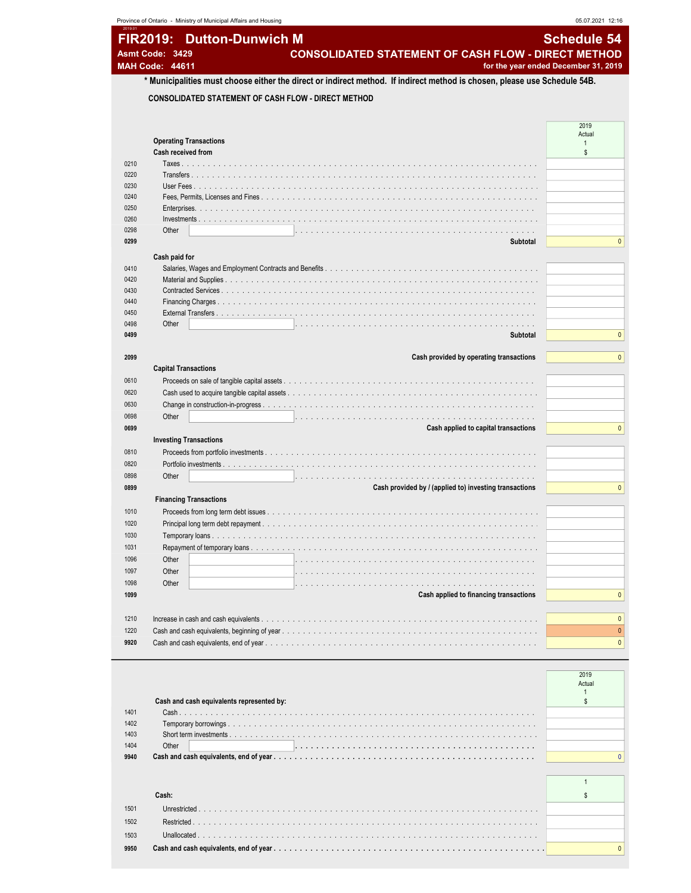Province of Ontario - Ministry of Municipal Affairs and Housing

# FIR2019: Dutton-Dunwich M

## Schedule 54

**Asmt Code: 3429**

**MAH Code: 44611**

## CONSOLIDATED STATEMENT OF CASH FLOW - DIRECT METHOD

for the year ended December 31, 2019

**\* Municipalities must choose either the direct or indirect method. If indirect method is chosen, please use Schedule 54B.**

**CONSOLIDATED STATEMENT OF CASH FLOW - DIRECT METHOD**

| | | 2019 Actual 1 $ |
|---|---|---|
| | **Operating Transactions** | |
| | **Cash received from** | |
| 0210 | Taxes | |
| 0220 | Transfers | |
| 0230 | User Fees | |
| 0240 | Fees, Permits, Licenses and Fines | |
| 0250 | Enterprises | |
| 0260 | Investments | |
| 0298 | Other | |
| **0299** | **Subtotal** | 0 |
| | **Cash paid for** | |
| 0410 | Salaries, Wages and Employment Contracts and Benefits | |
| 0420 | Material and Supplies | |
| 0430 | Contracted Services | |
| 0440 | Financing Charges | |
| 0450 | External Transfers | |
| 0498 | Other | |
| **0499** | **Subtotal** | 0 |
| **2099** | **Cash provided by operating transactions** | 0 |
| | **Capital Transactions** | |
| 0610 | Proceeds on sale of tangible capital assets | |
| 0620 | Cash used to acquire tangible capital assets | |
| 0630 | Change in construction-in-progress | |
| 0698 | Other | |
| **0699** | **Cash applied to capital transactions** | 0 |
| | **Investing Transactions** | |
| 0810 | Proceeds from portfolio investments | |
| 0820 | Portfolio investments | |
| 0898 | Other | |
| **0899** | **Cash provided by / (applied to) investing transactions** | 0 |
| | **Financing Transactions** | |
| 1010 | Proceeds from long term debt issues | |
| 1020 | Principal long term debt repayment | |
| 1030 | Temporary loans | |
| 1031 | Repayment of temporary loans | |
| 1096 | Other | |
| 1097 | Other | |
| 1098 | Other | |
| **1099** | **Cash applied to financing transactions** | 0 |
| 1210 | Increase in cash and cash equivalents | 0 |
| 1220 | Cash and cash equivalents, beginning of year | 0 |
| **9920** | Cash and cash equivalents, end of year | 0 |

| | | 2019 Actual 1 $ |
|---|---|---|
| | **Cash and cash equivalents represented by:** | |
| 1401 | Cash | |
| 1402 | Temporary borrowings | |
| 1403 | Short term investments | |
| 1404 | Other | |
| **9940** | **Cash and cash equivalents, end of year** | 0 |

| | | 1 $ |
|---|---|---|
| | **Cash:** | |
| 1501 | Unrestricted | |
| 1502 | Restricted | |
| 1503 | Unallocated | |
| **9950** | **Cash and cash equivalents, end of year** | 0 |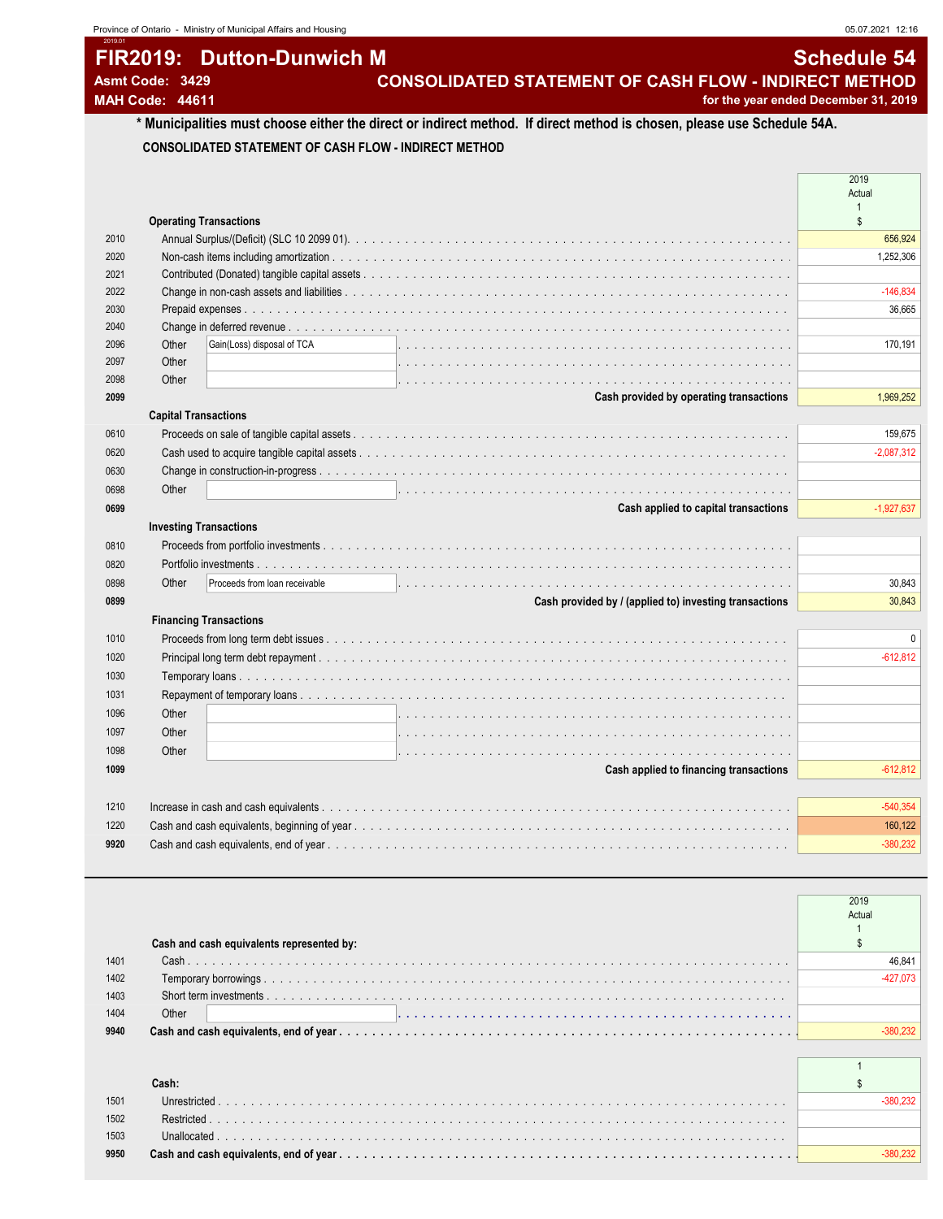# FIR2019: Dutton-Dunwich M

**Asmt Code: 3429**
**MAH Code: 44611**

## Schedule 54

## CONSOLIDATED STATEMENT OF CASH FLOW - INDIRECT METHOD

**for the year ended December 31, 2019**

**\* Municipalities must choose either the direct or indirect method. If direct method is chosen, please use Schedule 54A.**

**CONSOLIDATED STATEMENT OF CASH FLOW - INDIRECT METHOD**

| | | 2019 Actual 1 $ |
|---|---|---|
| | **Operating Transactions** | |
| 2010 | Annual Surplus/(Deficit) (SLC 10 2099 01) | 656,924 |
| 2020 | Non-cash items including amortization | 1,252,306 |
| 2021 | Contributed (Donated) tangible capital assets | |
| 2022 | Change in non-cash assets and liabilities | -146,834 |
| 2030 | Prepaid expenses | 36,665 |
| 2040 | Change in deferred revenue | |
| 2096 | Other Gain(Loss) disposal of TCA | 170,191 |
| 2097 | Other | |
| 2098 | Other | |
| **2099** | **Cash provided by operating transactions** | 1,969,252 |
| | **Capital Transactions** | |
| 0610 | Proceeds on sale of tangible capital assets | 159,675 |
| 0620 | Cash used to acquire tangible capital assets | -2,087,312 |
| 0630 | Change in construction-in-progress | |
| 0698 | Other | |
| **0699** | **Cash applied to capital transactions** | -1,927,637 |
| | **Investing Transactions** | |
| 0810 | Proceeds from portfolio investments | |
| 0820 | Portfolio investments | |
| 0898 | Other Proceeds from loan receivable | 30,843 |
| **0899** | **Cash provided by / (applied to) investing transactions** | 30,843 |
| | **Financing Transactions** | |
| 1010 | Proceeds from long term debt issues | 0 |
| 1020 | Principal long term debt repayment | -612,812 |
| 1030 | Temporary loans | |
| 1031 | Repayment of temporary loans | |
| 1096 | Other | |
| 1097 | Other | |
| 1098 | Other | |
| **1099** | **Cash applied to financing transactions** | -612,812 |
| | | |
| 1210 | Increase in cash and cash equivalents | -540,354 |
| 1220 | Cash and cash equivalents, beginning of year | 160,122 |
| **9920** | Cash and cash equivalents, end of year | -380,232 |

| | | 2019 Actual 1 $ |
|---|---|---|
| | **Cash and cash equivalents represented by:** | |
| 1401 | Cash | 46,841 |
| 1402 | Temporary borrowings | -427,073 |
| 1403 | Short term investments | |
| 1404 | Other | |
| **9940** | **Cash and cash equivalents, end of year** | -380,232 |

| | | 1 $ |
|---|---|---|
| | **Cash:** | |
| 1501 | Unrestricted | -380,232 |
| 1502 | Restricted | |
| 1503 | Unallocated | |
| **9950** | **Cash and cash equivalents, end of year** | -380,232 |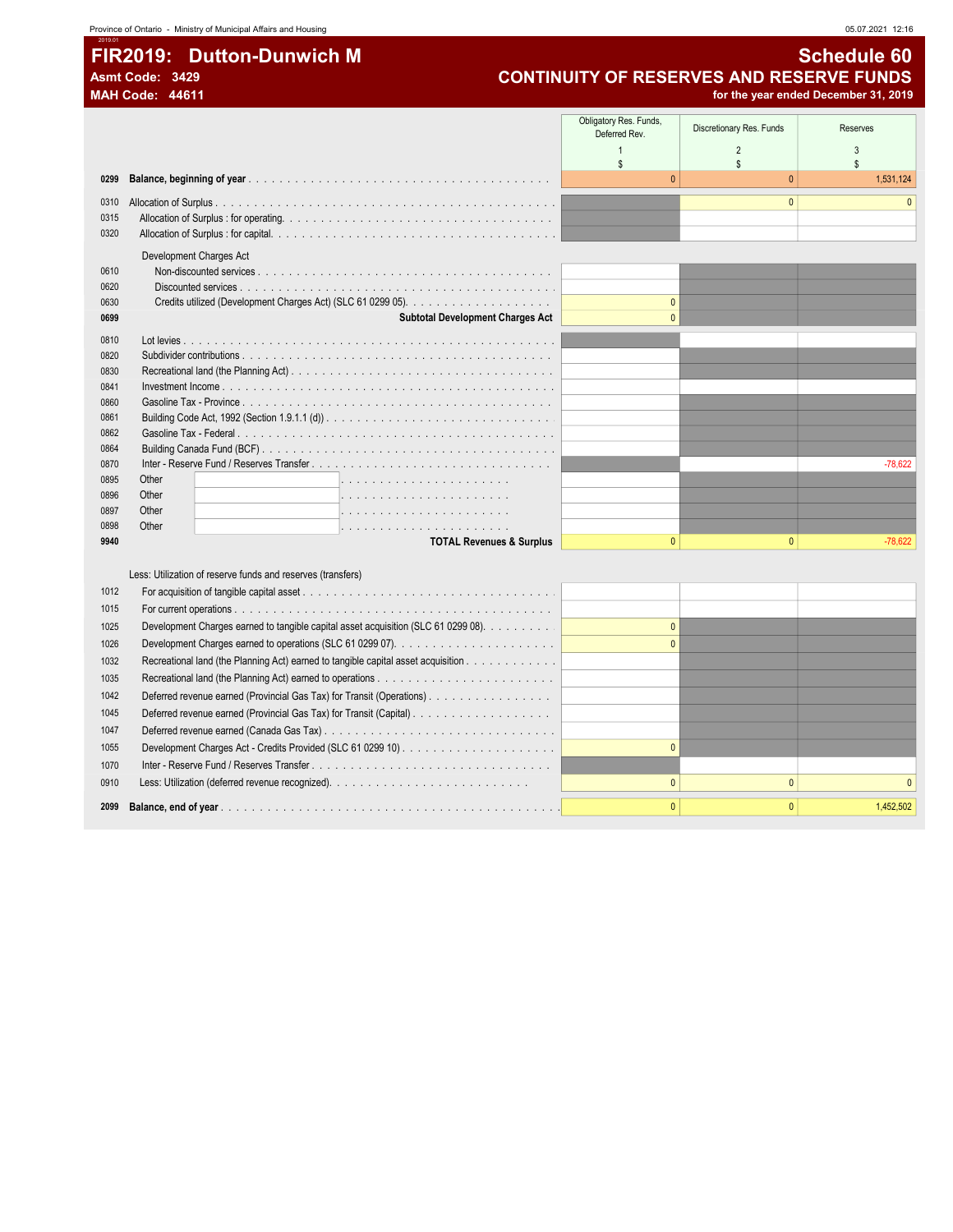Province of Ontario - Ministry of Municipal Affairs and Housing

# FIR2019: Dutton-Dunwich M

**Asmt Code: 3429**
**MAH Code: 44611**

## Schedule 60
## CONTINUITY OF RESERVES AND RESERVE FUNDS
**for the year ended December 31, 2019**

| | | Obligatory Res. Funds, Deferred Rev. | Discretionary Res. Funds | Reserves |
|---|---|---|---|---|
| | | 1 | 2 | 3 |
| | | $ | $ | $ |
| **0299** | **Balance, beginning of year** | 0 | 0 | 1,531,124 |
| 0310 | Allocation of Surplus | | 0 | 0 |
| 0315 | Allocation of Surplus : for operating. | | | |
| 0320 | Allocation of Surplus : for capital. | | | |
| | Development Charges Act | | | |
| 0610 | Non-discounted services | | | |
| 0620 | Discounted services | | | |
| 0630 | Credits utilized (Development Charges Act) (SLC 61 0299 05). | 0 | | |
| **0699** | **Subtotal Development Charges Act** | 0 | | |
| 0810 | Lot levies | | | |
| 0820 | Subdivider contributions | | | |
| 0830 | Recreational land (the Planning Act) | | | |
| 0841 | Investment Income | | | |
| 0860 | Gasoline Tax - Province | | | |
| 0861 | Building Code Act, 1992 (Section 1.9.1.1 (d)) | | | |
| 0862 | Gasoline Tax - Federal | | | |
| 0864 | Building Canada Fund (BCF) | | | |
| 0870 | Inter - Reserve Fund / Reserves Transfer | | | -78,622 |
| 0895 | Other | | | |
| 0896 | Other | | | |
| 0897 | Other | | | |
| 0898 | Other | | | |
| **9940** | **TOTAL Revenues & Surplus** | 0 | 0 | -78,622 |
| | Less: Utilization of reserve funds and reserves (transfers) | | | |
| 1012 | For acquisition of tangible capital asset | | | |
| 1015 | For current operations | | | |
| 1025 | Development Charges earned to tangible capital asset acquisition (SLC 61 0299 08). | 0 | | |
| 1026 | Development Charges earned to operations (SLC 61 0299 07). | 0 | | |
| 1032 | Recreational land (the Planning Act) earned to tangible capital asset acquisition | | | |
| 1035 | Recreational land (the Planning Act) earned to operations | | | |
| 1042 | Deferred revenue earned (Provincial Gas Tax) for Transit (Operations) | | | |
| 1045 | Deferred revenue earned (Provincial Gas Tax) for Transit (Capital) | | | |
| 1047 | Deferred revenue earned (Canada Gas Tax) | | | |
| 1055 | Development Charges Act - Credits Provided (SLC 61 0299 10) | 0 | | |
| 1070 | Inter - Reserve Fund / Reserves Transfer | | | |
| 0910 | Less: Utilization (deferred revenue recognized). | 0 | 0 | 0 |
| **2099** | **Balance, end of year** | 0 | 0 | 1,452,502 |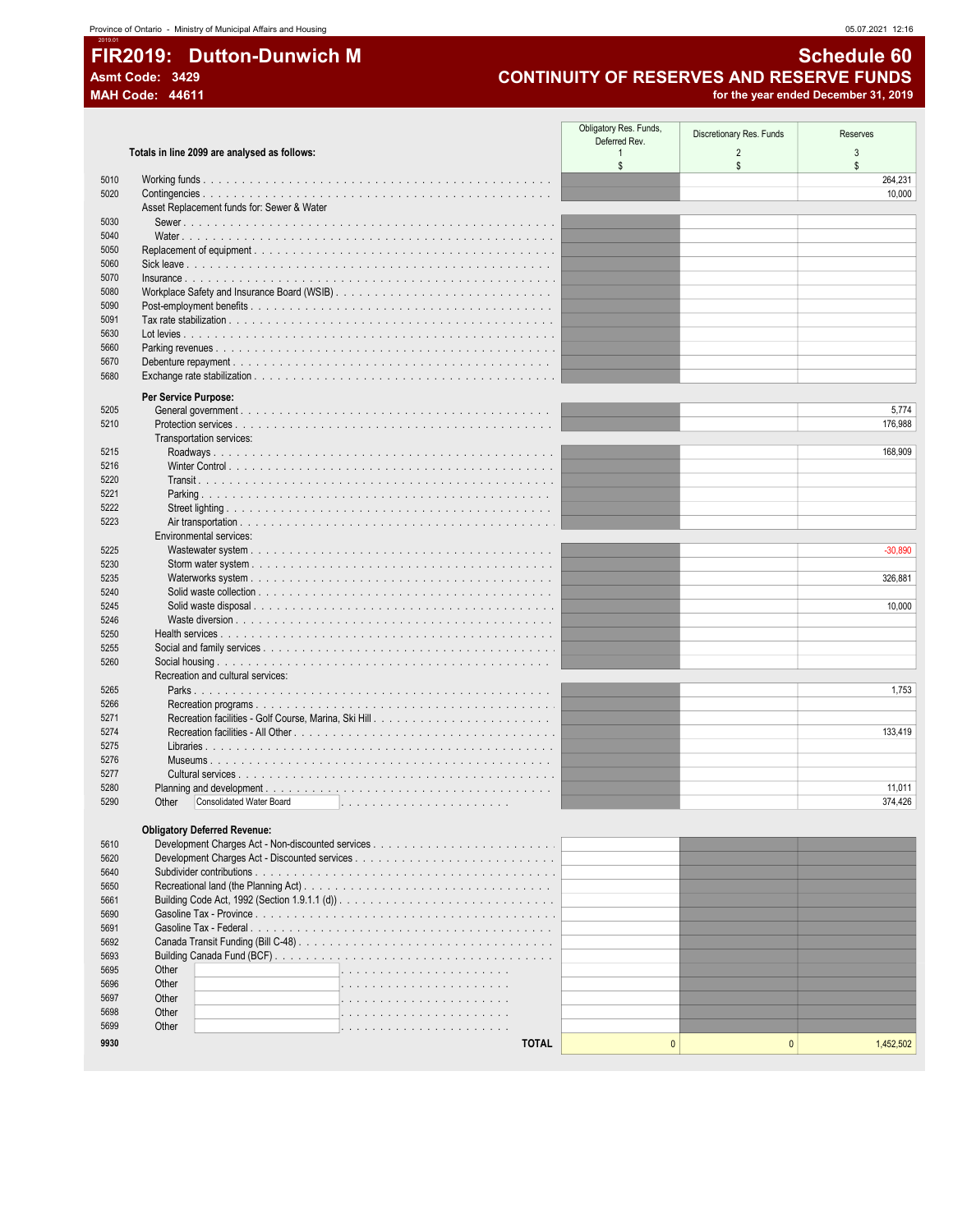Province of Ontario - Ministry of Municipal Affairs and Housing

# FIR2019: Dutton-Dunwich M

**Asmt Code: 3429**
**MAH Code: 44611**

## Schedule 60
## CONTINUITY OF RESERVES AND RESERVE FUNDS
**for the year ended December 31, 2019**

| | Totals in line 2099 are analysed as follows: | Obligatory Res. Funds, Deferred Rev. 1 $ | Discretionary Res. Funds 2 $ | Reserves 3 $ |
|---|---|---|---|---|
| 5010 | Working funds | | | 264,231 |
| 5020 | Contingencies | | | 10,000 |
| | Asset Replacement funds for: Sewer & Water | | | |
| 5030 | Sewer | | | |
| 5040 | Water | | | |
| 5050 | Replacement of equipment | | | |
| 5060 | Sick leave | | | |
| 5070 | Insurance | | | |
| 5080 | Workplace Safety and Insurance Board (WSIB) | | | |
| 5090 | Post-employment benefits | | | |
| 5091 | Tax rate stabilization | | | |
| 5630 | Lot levies | | | |
| 5660 | Parking revenues | | | |
| 5670 | Debenture repayment | | | |
| 5680 | Exchange rate stabilization | | | |
| | **Per Service Purpose:** | | | |
| 5205 | General government | | | 5,774 |
| 5210 | Protection services | | | 176,988 |
| | Transportation services: | | | |
| 5215 | Roadways | | | 168,909 |
| 5216 | Winter Control | | | |
| 5220 | Transit | | | |
| 5221 | Parking | | | |
| 5222 | Street lighting | | | |
| 5223 | Air transportation | | | |
| | Environmental services: | | | |
| 5225 | Wastewater system | | | -30,890 |
| 5230 | Storm water system | | | |
| 5235 | Waterworks system | | | 326,881 |
| 5240 | Solid waste collection | | | |
| 5245 | Solid waste disposal | | | 10,000 |
| 5246 | Waste diversion | | | |
| 5250 | Health services | | | |
| 5255 | Social and family services | | | |
| 5260 | Social housing | | | |
| | Recreation and cultural services: | | | |
| 5265 | Parks | | | 1,753 |
| 5266 | Recreation programs | | | |
| 5271 | Recreation facilities - Golf Course, Marina, Ski Hill | | | |
| 5274 | Recreation facilities - All Other | | | 133,419 |
| 5275 | Libraries | | | |
| 5276 | Museums | | | |
| 5277 | Cultural services | | | |
| 5280 | Planning and development | | | 11,011 |
| 5290 | Other: Consolidated Water Board | | | 374,426 |
| | **Obligatory Deferred Revenue:** | | | |
| 5610 | Development Charges Act - Non-discounted services | | | |
| 5620 | Development Charges Act - Discounted services | | | |
| 5640 | Subdivider contributions | | | |
| 5650 | Recreational land (the Planning Act) | | | |
| 5661 | Building Code Act, 1992 (Section 1.9.1.1 (d)) | | | |
| 5690 | Gasoline Tax - Province | | | |
| 5691 | Gasoline Tax - Federal | | | |
| 5692 | Canada Transit Funding (Bill C-48) | | | |
| 5693 | Building Canada Fund (BCF) | | | |
| 5695 | Other | | | |
| 5696 | Other | | | |
| 5697 | Other | | | |
| 5698 | Other | | | |
| 5699 | Other | | | |
| **9930** | **TOTAL** | 0 | 0 | 1,452,502 |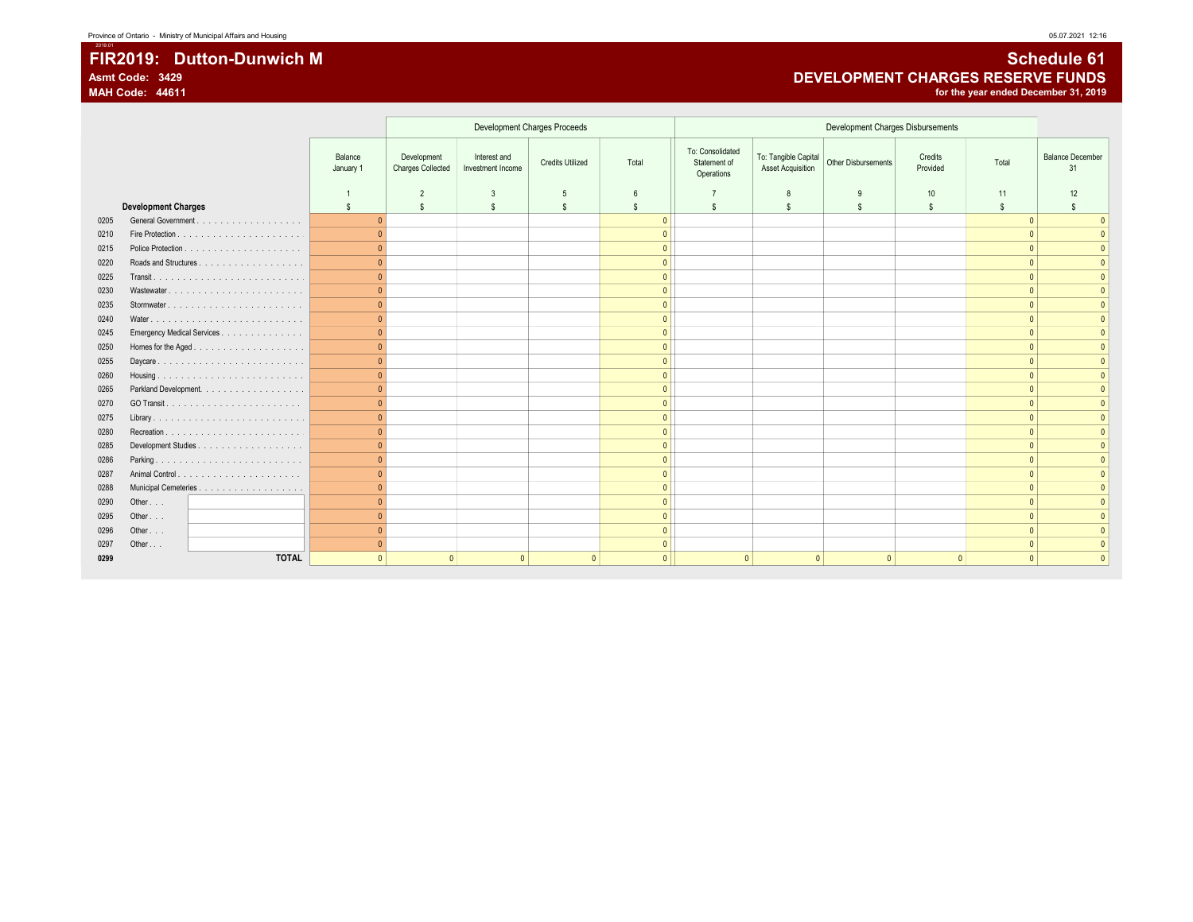# FIR2019: Dutton-Dunwich M

**Asmt Code: 3429**
**MAH Code: 44611**

## Schedule 61
## DEVELOPMENT CHARGES RESERVE FUNDS
**for the year ended December 31, 2019**

| | | Balance January 1 | Development Charges Proceeds | | | | Development Charges Disbursements | | | | | Balance December 31 |
|---|---|---|---|---|---|---|---|---|---|---|---|---|
| | | | Development Charges Collected | Interest and Investment Income | Credits Utilized | Total | To: Consolidated Statement of Operations | To: Tangible Capital Asset Acquisition | Other Disbursements | Credits Provided | Total | |
| | | 1 | 2 | 3 | 5 | 6 | 7 | 8 | 9 | 10 | 11 | 12 |
| | **Development Charges** | $ | $ | $ | $ | $ | $ | $ | $ | $ | $ | $ |
| 0205 | General Government | 0 | | | | 0 | | | | | 0 | 0 |
| 0210 | Fire Protection | 0 | | | | 0 | | | | | 0 | 0 |
| 0215 | Police Protection | 0 | | | | 0 | | | | | 0 | 0 |
| 0220 | Roads and Structures | 0 | | | | 0 | | | | | 0 | 0 |
| 0225 | Transit | 0 | | | | 0 | | | | | 0 | 0 |
| 0230 | Wastewater | 0 | | | | 0 | | | | | 0 | 0 |
| 0235 | Stormwater | 0 | | | | 0 | | | | | 0 | 0 |
| 0240 | Water | 0 | | | | 0 | | | | | 0 | 0 |
| 0245 | Emergency Medical Services | 0 | | | | 0 | | | | | 0 | 0 |
| 0250 | Homes for the Aged | 0 | | | | 0 | | | | | 0 | 0 |
| 0255 | Daycare | 0 | | | | 0 | | | | | 0 | 0 |
| 0260 | Housing | 0 | | | | 0 | | | | | 0 | 0 |
| 0265 | Parkland Development | 0 | | | | 0 | | | | | 0 | 0 |
| 0270 | GO Transit | 0 | | | | 0 | | | | | 0 | 0 |
| 0275 | Library | 0 | | | | 0 | | | | | 0 | 0 |
| 0280 | Recreation | 0 | | | | 0 | | | | | 0 | 0 |
| 0285 | Development Studies | 0 | | | | 0 | | | | | 0 | 0 |
| 0286 | Parking | 0 | | | | 0 | | | | | 0 | 0 |
| 0287 | Animal Control | 0 | | | | 0 | | | | | 0 | 0 |
| 0288 | Municipal Cemeteries | 0 | | | | 0 | | | | | 0 | 0 |
| 0290 | Other . . . | 0 | | | | 0 | | | | | 0 | 0 |
| 0295 | Other . . . | 0 | | | | 0 | | | | | 0 | 0 |
| 0296 | Other . . . | 0 | | | | 0 | | | | | 0 | 0 |
| 0297 | Other . . . | 0 | | | | 0 | | | | | 0 | 0 |
| **0299** | **TOTAL** | 0 | 0 | 0 | 0 | 0 | 0 | 0 | 0 | 0 | 0 | 0 |